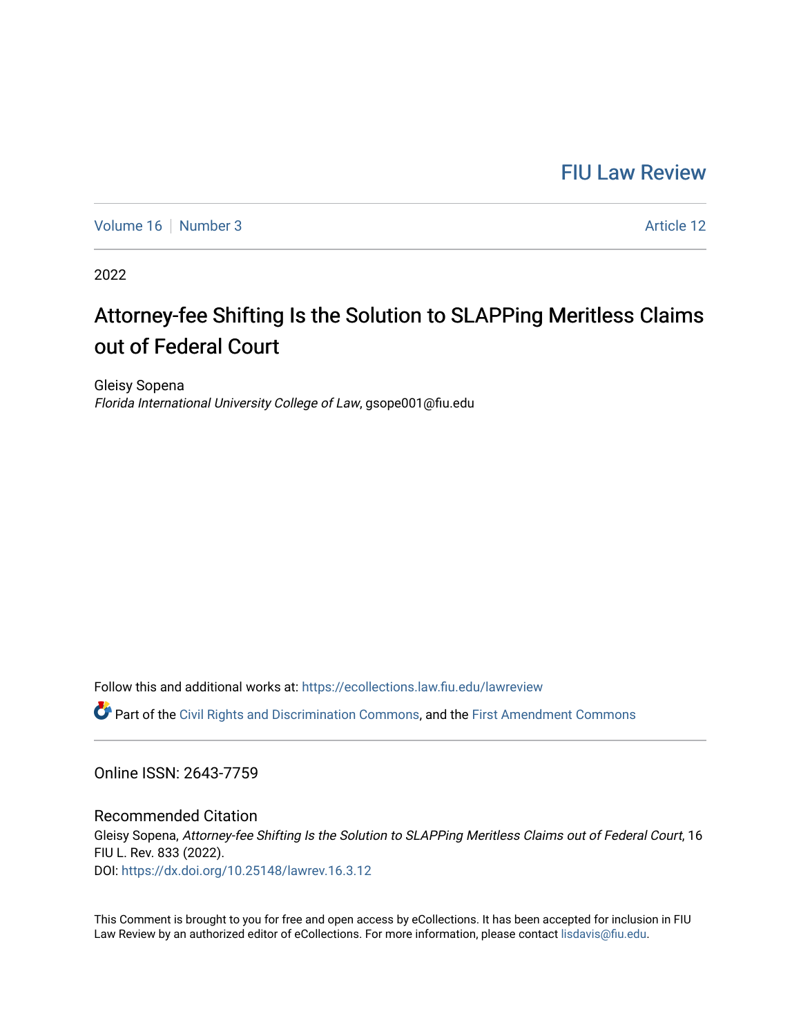FIU Law Review

Volume 16 | Number 3 | Article 12

2022

# Attorney-fee Shifting Is the Solution to SLAPPing Meritless Claims out of Federal Court

Gleisy Sopena
*Florida International University College of Law*, gsope001@fiu.edu

Follow this and additional works at: https://ecollections.law.fiu.edu/lawreview

Part of the Civil Rights and Discrimination Commons, and the First Amendment Commons

Online ISSN: 2643-7759

## Recommended Citation

Gleisy Sopena, *Attorney-fee Shifting Is the Solution to SLAPPing Meritless Claims out of Federal Court*, 16 FIU L. Rev. 833 (2022).
DOI: https://dx.doi.org/10.25148/lawrev.16.3.12

This Comment is brought to you for free and open access by eCollections. It has been accepted for inclusion in FIU Law Review by an authorized editor of eCollections. For more information, please contact lisdavis@fiu.edu.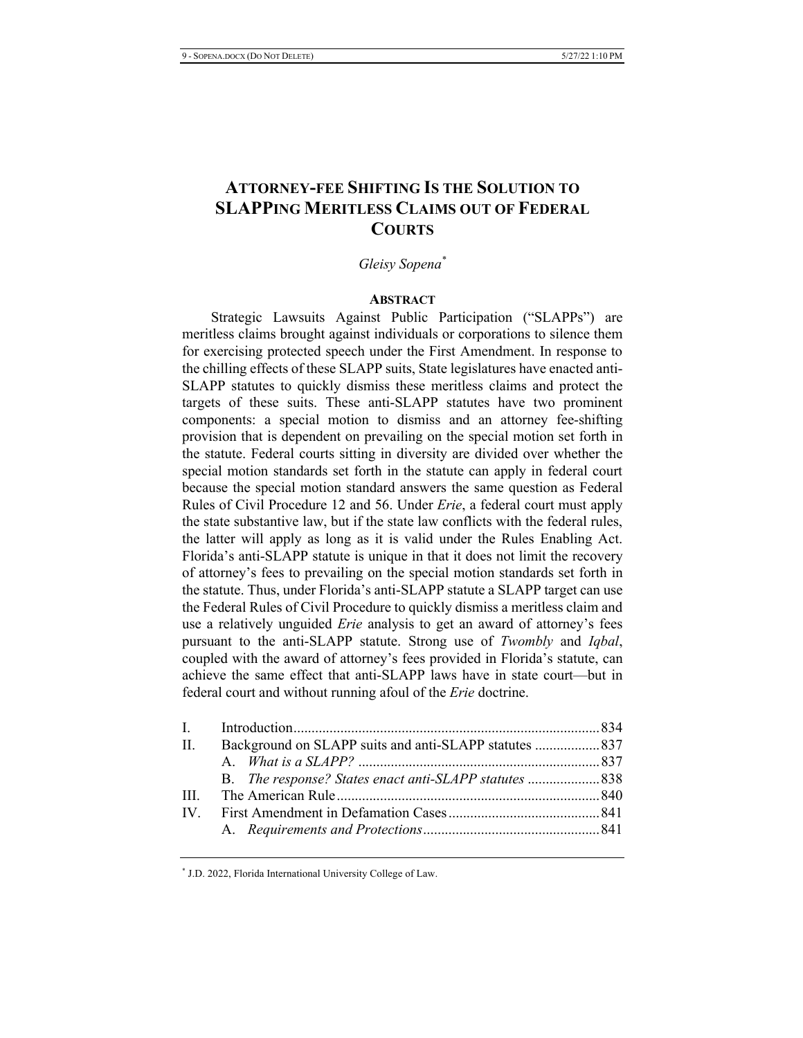# ATTORNEY-FEE SHIFTING IS THE SOLUTION TO SLAPPING MERITLESS CLAIMS OUT OF FEDERAL COURTS

*Gleisy Sopena*[*]

## ABSTRACT

Strategic Lawsuits Against Public Participation ("SLAPPs") are meritless claims brought against individuals or corporations to silence them for exercising protected speech under the First Amendment. In response to the chilling effects of these SLAPP suits, State legislatures have enacted anti-SLAPP statutes to quickly dismiss these meritless claims and protect the targets of these suits. These anti-SLAPP statutes have two prominent components: a special motion to dismiss and an attorney fee-shifting provision that is dependent on prevailing on the special motion set forth in the statute. Federal courts sitting in diversity are divided over whether the special motion standards set forth in the statute can apply in federal court because the special motion standard answers the same question as Federal Rules of Civil Procedure 12 and 56. Under *Erie*, a federal court must apply the state substantive law, but if the state law conflicts with the federal rules, the latter will apply as long as it is valid under the Rules Enabling Act. Florida's anti-SLAPP statute is unique in that it does not limit the recovery of attorney's fees to prevailing on the special motion standards set forth in the statute. Thus, under Florida's anti-SLAPP statute a SLAPP target can use the Federal Rules of Civil Procedure to quickly dismiss a meritless claim and use a relatively unguided *Erie* analysis to get an award of attorney's fees pursuant to the anti-SLAPP statute. Strong use of *Twombly* and *Iqbal*, coupled with the award of attorney's fees provided in Florida's statute, can achieve the same effect that anti-SLAPP laws have in state court—but in federal court and without running afoul of the *Erie* doctrine.

| | | |
|---|---|---|
| I. | Introduction | 834 |
| II. | Background on SLAPP suits and anti-SLAPP statutes | 837 |
| | A. *What is a SLAPP?* | 837 |
| | B. *The response? States enact anti-SLAPP statutes* | 838 |
| III. | The American Rule | 840 |
| IV. | First Amendment in Defamation Cases | 841 |
| | A. *Requirements and Protections* | 841 |

[*] J.D. 2022, Florida International University College of Law.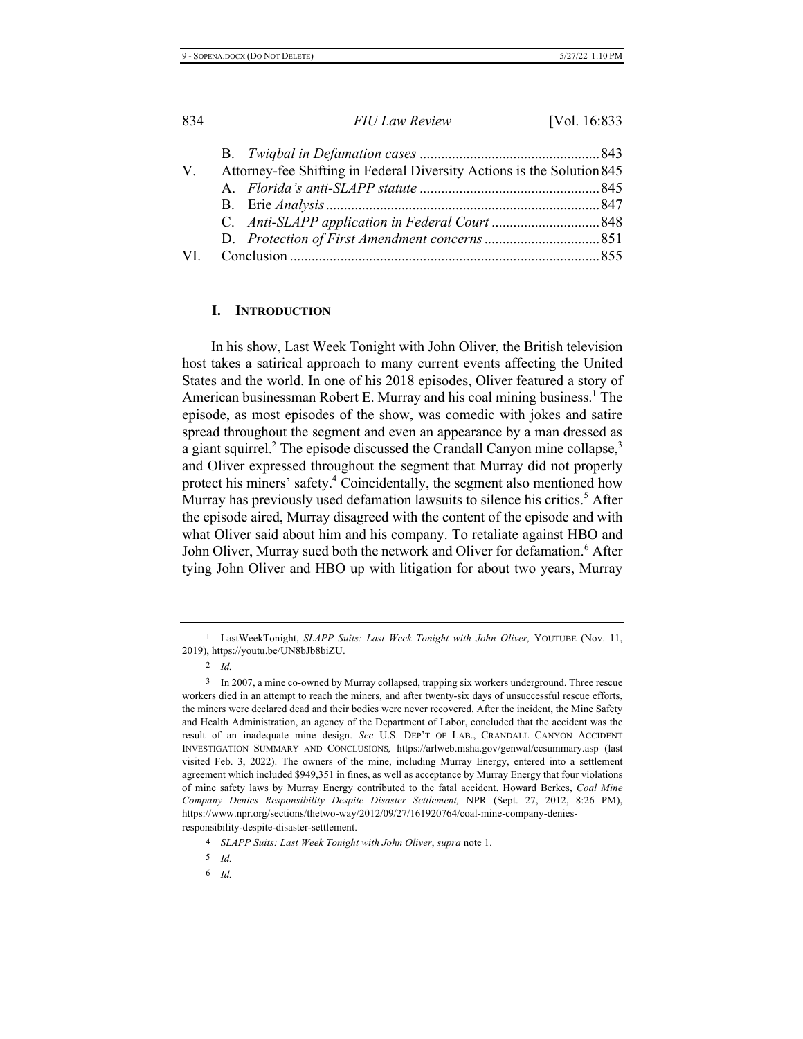B. *Twiqbal in Defamation cases* ................................................. 843

V. Attorney-fee Shifting in Federal Diversity Actions is the Solution 845

A. *Florida's anti-SLAPP statute* ................................................. 845

B. Erie *Analysis* ........................................................................... 847

C. *Anti-SLAPP application in Federal Court* ............................. 848

D. *Protection of First Amendment concerns* ............................... 851

VI. Conclusion ..................................................................................... 855

## I. INTRODUCTION

In his show, Last Week Tonight with John Oliver, the British television host takes a satirical approach to many current events affecting the United States and the world. In one of his 2018 episodes, Oliver featured a story of American businessman Robert E. Murray and his coal mining business.[1] The episode, as most episodes of the show, was comedic with jokes and satire spread throughout the segment and even an appearance by a man dressed as a giant squirrel.[2] The episode discussed the Crandall Canyon mine collapse,[3] and Oliver expressed throughout the segment that Murray did not properly protect his miners' safety.[4] Coincidentally, the segment also mentioned how Murray has previously used defamation lawsuits to silence his critics.[5] After the episode aired, Murray disagreed with the content of the episode and with what Oliver said about him and his company. To retaliate against HBO and John Oliver, Murray sued both the network and Oliver for defamation.[6] After tying John Oliver and HBO up with litigation for about two years, Murray

---

1 LastWeekTonight, *SLAPP Suits: Last Week Tonight with John Oliver,* YOUTUBE (Nov. 11, 2019), https://youtu.be/UN8bJb8biZU.

2 *Id.*

3 In 2007, a mine co-owned by Murray collapsed, trapping six workers underground. Three rescue workers died in an attempt to reach the miners, and after twenty-six days of unsuccessful rescue efforts, the miners were declared dead and their bodies were never recovered. After the incident, the Mine Safety and Health Administration, an agency of the Department of Labor, concluded that the accident was the result of an inadequate mine design. *See* U.S. DEP'T OF LAB., CRANDALL CANYON ACCIDENT INVESTIGATION SUMMARY AND CONCLUSIONS, https://arlweb.msha.gov/genwal/ccsummary.asp (last visited Feb. 3, 2022). The owners of the mine, including Murray Energy, entered into a settlement agreement which included $949,351 in fines, as well as acceptance by Murray Energy that four violations of mine safety laws by Murray Energy contributed to the fatal accident. Howard Berkes, *Coal Mine Company Denies Responsibility Despite Disaster Settlement,* NPR (Sept. 27, 2012, 8:26 PM), https://www.npr.org/sections/thetwo-way/2012/09/27/161920764/coal-mine-company-denies-responsibility-despite-disaster-settlement.

4 *SLAPP Suits: Last Week Tonight with John Oliver*, *supra* note 1.

5 *Id.*

6 *Id.*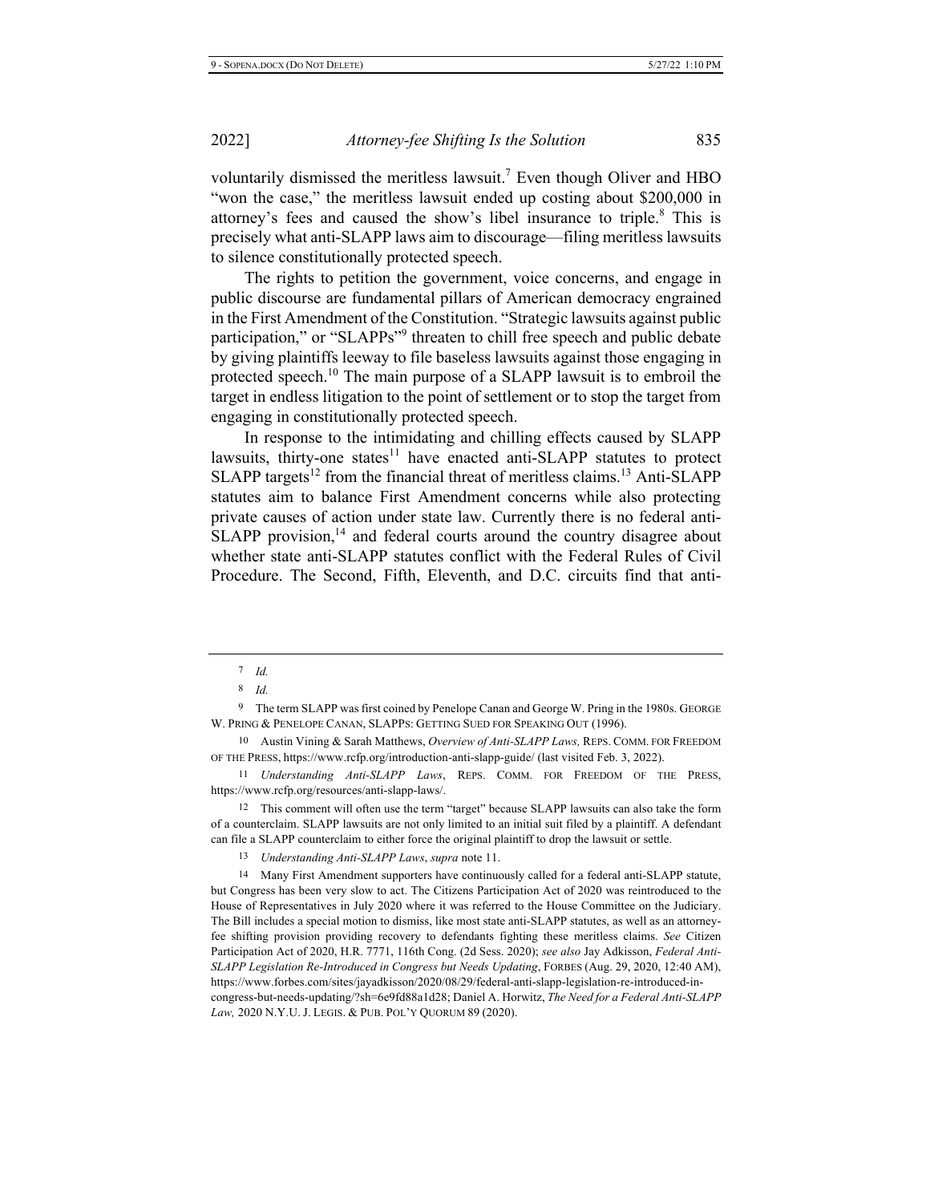voluntarily dismissed the meritless lawsuit.[7] Even though Oliver and HBO "won the case," the meritless lawsuit ended up costing about $200,000 in attorney's fees and caused the show's libel insurance to triple.[8] This is precisely what anti-SLAPP laws aim to discourage—filing meritless lawsuits to silence constitutionally protected speech.

The rights to petition the government, voice concerns, and engage in public discourse are fundamental pillars of American democracy engrained in the First Amendment of the Constitution. "Strategic lawsuits against public participation," or "SLAPPs"[9] threaten to chill free speech and public debate by giving plaintiffs leeway to file baseless lawsuits against those engaging in protected speech.[10] The main purpose of a SLAPP lawsuit is to embroil the target in endless litigation to the point of settlement or to stop the target from engaging in constitutionally protected speech.

In response to the intimidating and chilling effects caused by SLAPP lawsuits, thirty-one states[11] have enacted anti-SLAPP statutes to protect SLAPP targets[12] from the financial threat of meritless claims.[13] Anti-SLAPP statutes aim to balance First Amendment concerns while also protecting private causes of action under state law. Currently there is no federal anti-SLAPP provision,[14] and federal courts around the country disagree about whether state anti-SLAPP statutes conflict with the Federal Rules of Civil Procedure. The Second, Fifth, Eleventh, and D.C. circuits find that anti-

---

7 *Id.*

8 *Id.*

9 The term SLAPP was first coined by Penelope Canan and George W. Pring in the 1980s. GEORGE W. PRING & PENELOPE CANAN, SLAPPS: GETTING SUED FOR SPEAKING OUT (1996).

10 Austin Vining & Sarah Matthews, *Overview of Anti-SLAPP Laws,* REPS. COMM. FOR FREEDOM OF THE PRESS, https://www.rcfp.org/introduction-anti-slapp-guide/ (last visited Feb. 3, 2022).

11 *Understanding Anti-SLAPP Laws*, REPS. COMM. FOR FREEDOM OF THE PRESS, https://www.rcfp.org/resources/anti-slapp-laws/.

12 This comment will often use the term "target" because SLAPP lawsuits can also take the form of a counterclaim. SLAPP lawsuits are not only limited to an initial suit filed by a plaintiff. A defendant can file a SLAPP counterclaim to either force the original plaintiff to drop the lawsuit or settle.

13 *Understanding Anti-SLAPP Laws*, *supra* note 11.

14 Many First Amendment supporters have continuously called for a federal anti-SLAPP statute, but Congress has been very slow to act. The Citizens Participation Act of 2020 was reintroduced to the House of Representatives in July 2020 where it was referred to the House Committee on the Judiciary. The Bill includes a special motion to dismiss, like most state anti-SLAPP statutes, as well as an attorney-fee shifting provision providing recovery to defendants fighting these meritless claims. *See* Citizen Participation Act of 2020, H.R. 7771, 116th Cong. (2d Sess. 2020); *see also* Jay Adkisson, *Federal Anti-SLAPP Legislation Re-Introduced in Congress but Needs Updating*, FORBES (Aug. 29, 2020, 12:40 AM), https://www.forbes.com/sites/jayadkisson/2020/08/29/federal-anti-slapp-legislation-re-introduced-in-congress-but-needs-updating/?sh=6e9fd88a1d28; Daniel A. Horwitz, *The Need for a Federal Anti-SLAPP Law,* 2020 N.Y.U. J. LEGIS. & PUB. POL'Y QUORUM 89 (2020).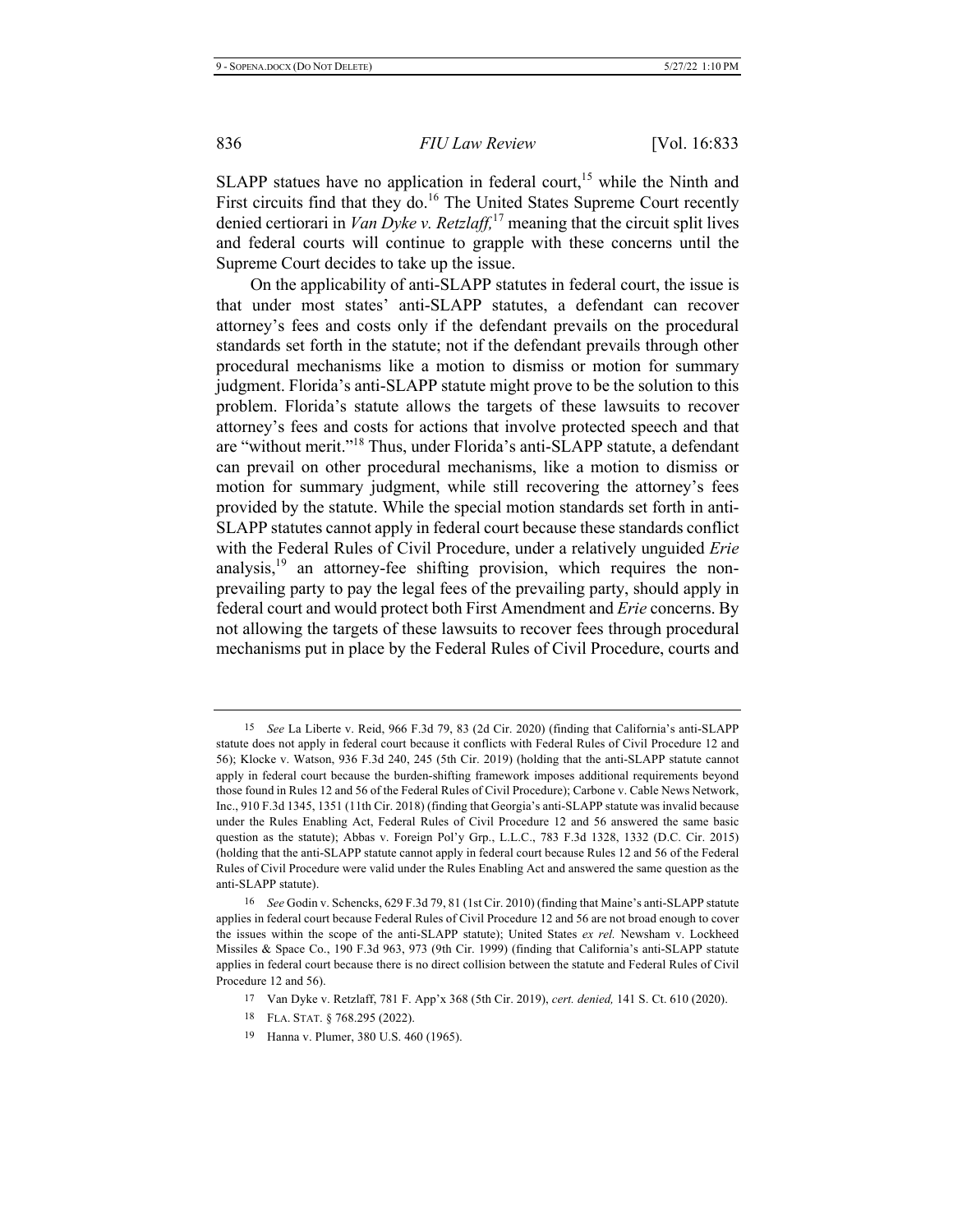SLAPP statues have no application in federal court,[15] while the Ninth and First circuits find that they do.[16] The United States Supreme Court recently denied certiorari in *Van Dyke v. Retzlaff,*[17] meaning that the circuit split lives and federal courts will continue to grapple with these concerns until the Supreme Court decides to take up the issue.

On the applicability of anti-SLAPP statutes in federal court, the issue is that under most states' anti-SLAPP statutes, a defendant can recover attorney's fees and costs only if the defendant prevails on the procedural standards set forth in the statute; not if the defendant prevails through other procedural mechanisms like a motion to dismiss or motion for summary judgment. Florida's anti-SLAPP statute might prove to be the solution to this problem. Florida's statute allows the targets of these lawsuits to recover attorney's fees and costs for actions that involve protected speech and that are "without merit."[18] Thus, under Florida's anti-SLAPP statute, a defendant can prevail on other procedural mechanisms, like a motion to dismiss or motion for summary judgment, while still recovering the attorney's fees provided by the statute. While the special motion standards set forth in anti-SLAPP statutes cannot apply in federal court because these standards conflict with the Federal Rules of Civil Procedure, under a relatively unguided *Erie* analysis,[19] an attorney-fee shifting provision, which requires the non-prevailing party to pay the legal fees of the prevailing party, should apply in federal court and would protect both First Amendment and *Erie* concerns. By not allowing the targets of these lawsuits to recover fees through procedural mechanisms put in place by the Federal Rules of Civil Procedure, courts and

---

15 *See* La Liberte v. Reid, 966 F.3d 79, 83 (2d Cir. 2020) (finding that California's anti-SLAPP statute does not apply in federal court because it conflicts with Federal Rules of Civil Procedure 12 and 56); Klocke v. Watson, 936 F.3d 240, 245 (5th Cir. 2019) (holding that the anti-SLAPP statute cannot apply in federal court because the burden-shifting framework imposes additional requirements beyond those found in Rules 12 and 56 of the Federal Rules of Civil Procedure); Carbone v. Cable News Network, Inc., 910 F.3d 1345, 1351 (11th Cir. 2018) (finding that Georgia's anti-SLAPP statute was invalid because under the Rules Enabling Act, Federal Rules of Civil Procedure 12 and 56 answered the same basic question as the statute); Abbas v. Foreign Pol'y Grp., L.L.C., 783 F.3d 1328, 1332 (D.C. Cir. 2015) (holding that the anti-SLAPP statute cannot apply in federal court because Rules 12 and 56 of the Federal Rules of Civil Procedure were valid under the Rules Enabling Act and answered the same question as the anti-SLAPP statute).

16 *See* Godin v. Schencks, 629 F.3d 79, 81 (1st Cir. 2010) (finding that Maine's anti-SLAPP statute applies in federal court because Federal Rules of Civil Procedure 12 and 56 are not broad enough to cover the issues within the scope of the anti-SLAPP statute); United States *ex rel.* Newsham v. Lockheed Missiles & Space Co., 190 F.3d 963, 973 (9th Cir. 1999) (finding that California's anti-SLAPP statute applies in federal court because there is no direct collision between the statute and Federal Rules of Civil Procedure 12 and 56).

17 Van Dyke v. Retzlaff, 781 F. App'x 368 (5th Cir. 2019), *cert. denied,* 141 S. Ct. 610 (2020).

18 FLA. STAT. § 768.295 (2022).

19 Hanna v. Plumer, 380 U.S. 460 (1965).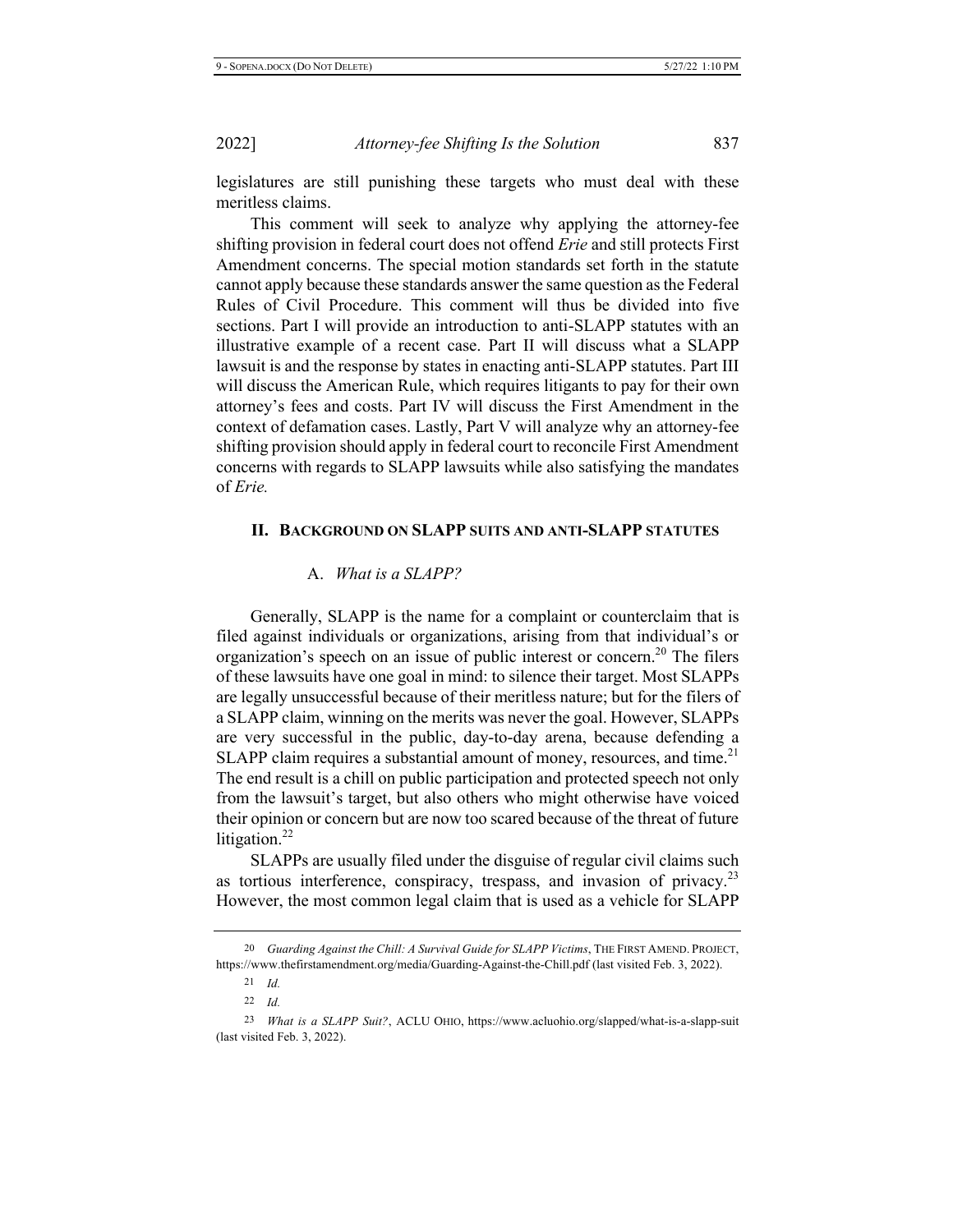legislatures are still punishing these targets who must deal with these meritless claims.

This comment will seek to analyze why applying the attorney-fee shifting provision in federal court does not offend *Erie* and still protects First Amendment concerns. The special motion standards set forth in the statute cannot apply because these standards answer the same question as the Federal Rules of Civil Procedure. This comment will thus be divided into five sections. Part I will provide an introduction to anti-SLAPP statutes with an illustrative example of a recent case. Part II will discuss what a SLAPP lawsuit is and the response by states in enacting anti-SLAPP statutes. Part III will discuss the American Rule, which requires litigants to pay for their own attorney's fees and costs. Part IV will discuss the First Amendment in the context of defamation cases. Lastly, Part V will analyze why an attorney-fee shifting provision should apply in federal court to reconcile First Amendment concerns with regards to SLAPP lawsuits while also satisfying the mandates of *Erie.*

## II. Background on SLAPP suits and anti-SLAPP statutes

### A. *What is a SLAPP?*

Generally, SLAPP is the name for a complaint or counterclaim that is filed against individuals or organizations, arising from that individual's or organization's speech on an issue of public interest or concern.[20] The filers of these lawsuits have one goal in mind: to silence their target. Most SLAPPs are legally unsuccessful because of their meritless nature; but for the filers of a SLAPP claim, winning on the merits was never the goal. However, SLAPPs are very successful in the public, day-to-day arena, because defending a SLAPP claim requires a substantial amount of money, resources, and time.[21] The end result is a chill on public participation and protected speech not only from the lawsuit's target, but also others who might otherwise have voiced their opinion or concern but are now too scared because of the threat of future litigation.[22]

SLAPPs are usually filed under the disguise of regular civil claims such as tortious interference, conspiracy, trespass, and invasion of privacy.[23] However, the most common legal claim that is used as a vehicle for SLAPP

---

[20] *Guarding Against the Chill: A Survival Guide for SLAPP Victims*, THE FIRST AMEND. PROJECT, https://www.thefirstamendment.org/media/Guarding-Against-the-Chill.pdf (last visited Feb. 3, 2022).

[21] *Id.*

[22] *Id.*

[23] *What is a SLAPP Suit?*, ACLU OHIO, https://www.acluohio.org/slapped/what-is-a-slapp-suit (last visited Feb. 3, 2022).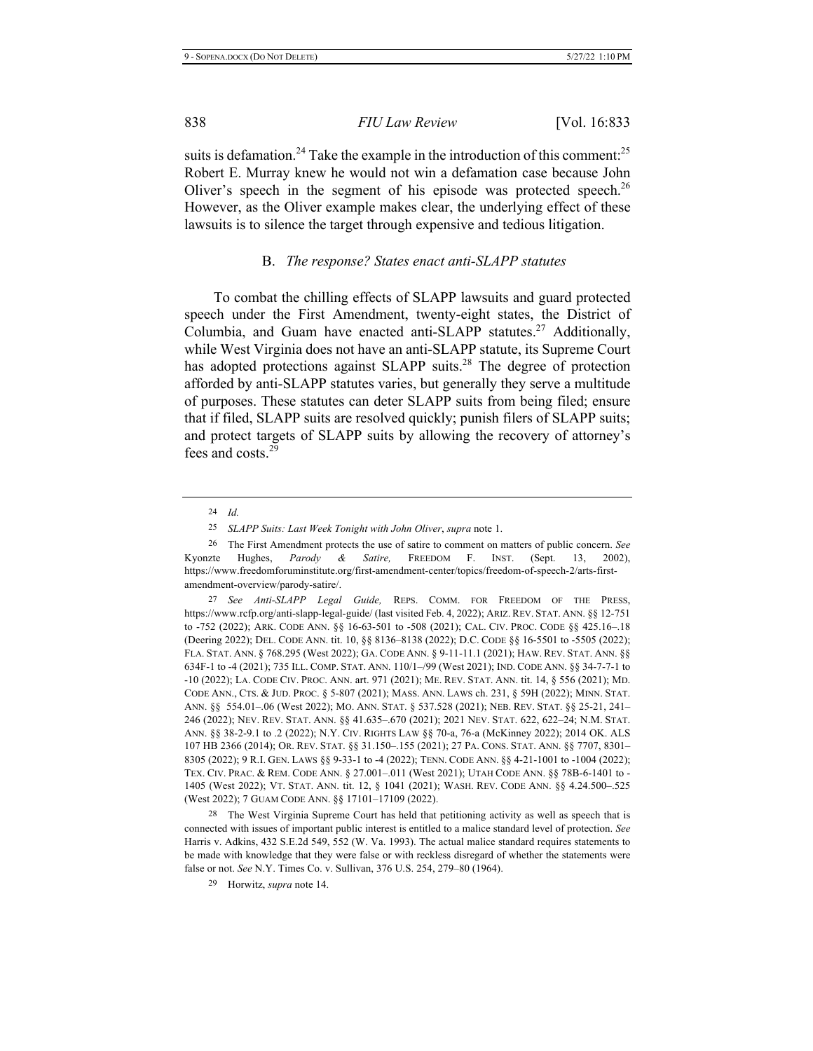suits is defamation.[24] Take the example in the introduction of this comment:[25] Robert E. Murray knew he would not win a defamation case because John Oliver's speech in the segment of his episode was protected speech.[26] However, as the Oliver example makes clear, the underlying effect of these lawsuits is to silence the target through expensive and tedious litigation.

### B. *The response? States enact anti-SLAPP statutes*

To combat the chilling effects of SLAPP lawsuits and guard protected speech under the First Amendment, twenty-eight states, the District of Columbia, and Guam have enacted anti-SLAPP statutes.[27] Additionally, while West Virginia does not have an anti-SLAPP statute, its Supreme Court has adopted protections against SLAPP suits.[28] The degree of protection afforded by anti-SLAPP statutes varies, but generally they serve a multitude of purposes. These statutes can deter SLAPP suits from being filed; ensure that if filed, SLAPP suits are resolved quickly; punish filers of SLAPP suits; and protect targets of SLAPP suits by allowing the recovery of attorney's fees and costs.[29]

---

24 *Id.*

25 *SLAPP Suits: Last Week Tonight with John Oliver*, *supra* note 1.

26 The First Amendment protects the use of satire to comment on matters of public concern. *See* Kyonzte Hughes, *Parody & Satire,* FREEDOM F. INST. (Sept. 13, 2002), https://www.freedomforuminstitute.org/first-amendment-center/topics/freedom-of-speech-2/arts-first-amendment-overview/parody-satire/.

27 *See Anti-SLAPP Legal Guide,* REPS. COMM. FOR FREEDOM OF THE PRESS, https://www.rcfp.org/anti-slapp-legal-guide/ (last visited Feb. 4, 2022); ARIZ. REV. STAT. ANN. §§ 12-751 to -752 (2022); ARK. CODE ANN. §§ 16-63-501 to -508 (2021); CAL. CIV. PROC. CODE §§ 425.16–.18 (Deering 2022); DEL. CODE ANN. tit. 10, §§ 8136–8138 (2022); D.C. CODE §§ 16-5501 to -5505 (2022); FLA. STAT. ANN. § 768.295 (West 2022); GA. CODE ANN. § 9-11-11.1 (2021); HAW. REV. STAT. ANN. §§ 634F-1 to -4 (2021); 735 ILL. COMP. STAT. ANN. 110/1–/99 (West 2021); IND. CODE ANN. §§ 34-7-7-1 to -10 (2022); LA. CODE CIV. PROC. ANN. art. 971 (2021); ME. REV. STAT. ANN. tit. 14, § 556 (2021); MD. CODE ANN., CTS. & JUD. PROC. § 5-807 (2021); MASS. ANN. LAWS ch. 231, § 59H (2022); MINN. STAT. ANN. §§ 554.01–.06 (West 2022); MO. ANN. STAT. § 537.528 (2021); NEB. REV. STAT. §§ 25-21, 241–246 (2022); NEV. REV. STAT. ANN. §§ 41.635–.670 (2021); 2021 NEV. STAT. 622, 622–24; N.M. STAT. ANN. §§ 38-2-9.1 to .2 (2022); N.Y. CIV. RIGHTS LAW §§ 70-a, 76-a (McKinney 2022); 2014 OK. ALS 107 HB 2366 (2014); OR. REV. STAT. §§ 31.150–.155 (2021); 27 PA. CONS. STAT. ANN. §§ 7707, 8301–8305 (2022); 9 R.I. GEN. LAWS §§ 9-33-1 to -4 (2022); TENN. CODE ANN. §§ 4-21-1001 to -1004 (2022); TEX. CIV. PRAC. & REM. CODE ANN. § 27.001–.011 (West 2021); UTAH CODE ANN. §§ 78B-6-1401 to -1405 (West 2022); VT. STAT. ANN. tit. 12, § 1041 (2021); WASH. REV. CODE ANN. §§ 4.24.500–.525 (West 2022); 7 GUAM CODE ANN. §§ 17101–17109 (2022).

28 The West Virginia Supreme Court has held that petitioning activity as well as speech that is connected with issues of important public interest is entitled to a malice standard level of protection. *See* Harris v. Adkins, 432 S.E.2d 549, 552 (W. Va. 1993). The actual malice standard requires statements to be made with knowledge that they were false or with reckless disregard of whether the statements were false or not. *See* N.Y. Times Co. v. Sullivan, 376 U.S. 254, 279–80 (1964).

29 Horwitz, *supra* note 14.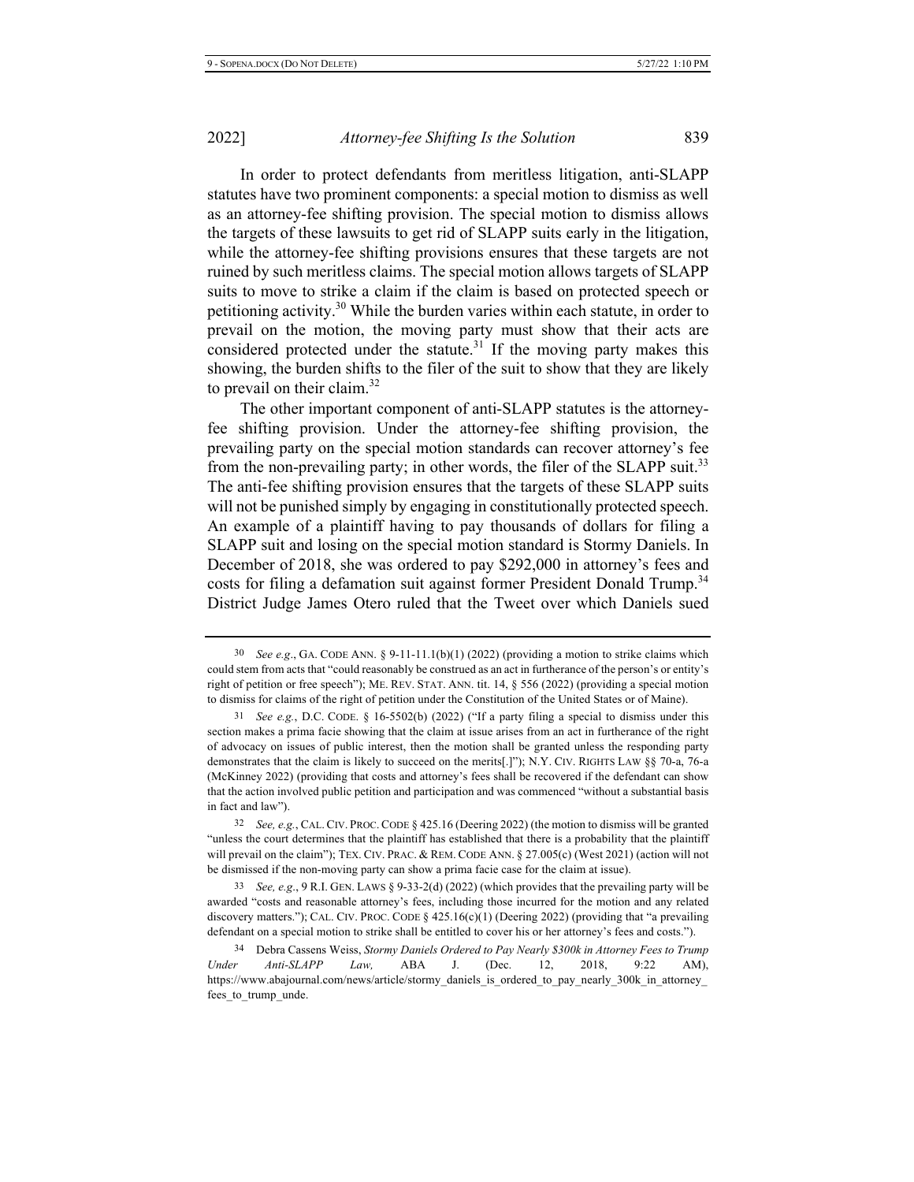In order to protect defendants from meritless litigation, anti-SLAPP statutes have two prominent components: a special motion to dismiss as well as an attorney-fee shifting provision. The special motion to dismiss allows the targets of these lawsuits to get rid of SLAPP suits early in the litigation, while the attorney-fee shifting provisions ensures that these targets are not ruined by such meritless claims. The special motion allows targets of SLAPP suits to move to strike a claim if the claim is based on protected speech or petitioning activity.[30] While the burden varies within each statute, in order to prevail on the motion, the moving party must show that their acts are considered protected under the statute.[31] If the moving party makes this showing, the burden shifts to the filer of the suit to show that they are likely to prevail on their claim.[32]

The other important component of anti-SLAPP statutes is the attorney-fee shifting provision. Under the attorney-fee shifting provision, the prevailing party on the special motion standards can recover attorney's fee from the non-prevailing party; in other words, the filer of the SLAPP suit.[33] The anti-fee shifting provision ensures that the targets of these SLAPP suits will not be punished simply by engaging in constitutionally protected speech. An example of a plaintiff having to pay thousands of dollars for filing a SLAPP suit and losing on the special motion standard is Stormy Daniels. In December of 2018, she was ordered to pay $292,000 in attorney's fees and costs for filing a defamation suit against former President Donald Trump.[34] District Judge James Otero ruled that the Tweet over which Daniels sued

---

30 *See e.g.*, GA. CODE ANN. § 9-11-11.1(b)(1) (2022) (providing a motion to strike claims which could stem from acts that "could reasonably be construed as an act in furtherance of the person's or entity's right of petition or free speech"); ME. REV. STAT. ANN. tit. 14, § 556 (2022) (providing a special motion to dismiss for claims of the right of petition under the Constitution of the United States or of Maine).

31 *See e.g.*, D.C. CODE. § 16-5502(b) (2022) ("If a party filing a special to dismiss under this section makes a prima facie showing that the claim at issue arises from an act in furtherance of the right of advocacy on issues of public interest, then the motion shall be granted unless the responding party demonstrates that the claim is likely to succeed on the merits[.]"); N.Y. CIV. RIGHTS LAW §§ 70-a, 76-a (McKinney 2022) (providing that costs and attorney's fees shall be recovered if the defendant can show that the action involved public petition and participation and was commenced "without a substantial basis in fact and law").

32 *See, e.g.*, CAL. CIV. PROC. CODE § 425.16 (Deering 2022) (the motion to dismiss will be granted "unless the court determines that the plaintiff has established that there is a probability that the plaintiff will prevail on the claim"); TEX. CIV. PRAC. & REM. CODE ANN. § 27.005(c) (West 2021) (action will not be dismissed if the non-moving party can show a prima facie case for the claim at issue).

33 *See, e.g.*, 9 R.I. GEN. LAWS § 9-33-2(d) (2022) (which provides that the prevailing party will be awarded "costs and reasonable attorney's fees, including those incurred for the motion and any related discovery matters."); CAL. CIV. PROC. CODE § 425.16(c)(1) (Deering 2022) (providing that "a prevailing defendant on a special motion to strike shall be entitled to cover his or her attorney's fees and costs.").

34 Debra Cassens Weiss, *Stormy Daniels Ordered to Pay Nearly $300k in Attorney Fees to Trump Under Anti-SLAPP Law,* ABA J. (Dec. 12, 2018, 9:22 AM), https://www.abajournal.com/news/article/stormy_daniels_is_ordered_to_pay_nearly_300k_in_attorney_fees_to_trump_unde.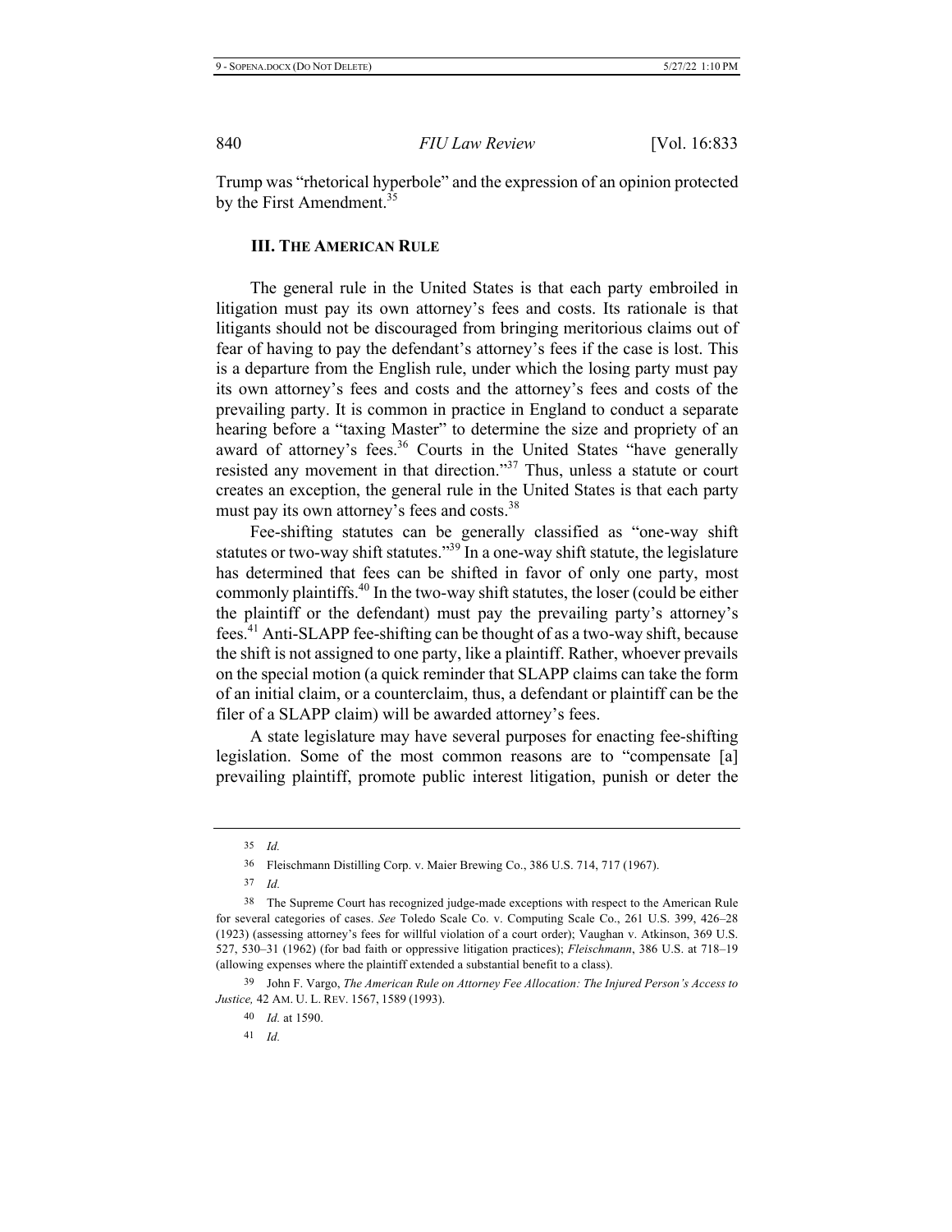Trump was "rhetorical hyperbole" and the expression of an opinion protected by the First Amendment.[35]

### III. THE AMERICAN RULE

The general rule in the United States is that each party embroiled in litigation must pay its own attorney's fees and costs. Its rationale is that litigants should not be discouraged from bringing meritorious claims out of fear of having to pay the defendant's attorney's fees if the case is lost. This is a departure from the English rule, under which the losing party must pay its own attorney's fees and costs and the attorney's fees and costs of the prevailing party. It is common in practice in England to conduct a separate hearing before a "taxing Master" to determine the size and propriety of an award of attorney's fees.[36] Courts in the United States "have generally resisted any movement in that direction."[37] Thus, unless a statute or court creates an exception, the general rule in the United States is that each party must pay its own attorney's fees and costs.[38]

Fee-shifting statutes can be generally classified as "one-way shift statutes or two-way shift statutes."[39] In a one-way shift statute, the legislature has determined that fees can be shifted in favor of only one party, most commonly plaintiffs.[40] In the two-way shift statutes, the loser (could be either the plaintiff or the defendant) must pay the prevailing party's attorney's fees.[41] Anti-SLAPP fee-shifting can be thought of as a two-way shift, because the shift is not assigned to one party, like a plaintiff. Rather, whoever prevails on the special motion (a quick reminder that SLAPP claims can take the form of an initial claim, or a counterclaim, thus, a defendant or plaintiff can be the filer of a SLAPP claim) will be awarded attorney's fees.

A state legislature may have several purposes for enacting fee-shifting legislation. Some of the most common reasons are to "compensate [a] prevailing plaintiff, promote public interest litigation, punish or deter the

---

35 *Id.*

36 Fleischmann Distilling Corp. v. Maier Brewing Co., 386 U.S. 714, 717 (1967).

37 *Id.*

38 The Supreme Court has recognized judge-made exceptions with respect to the American Rule for several categories of cases. *See* Toledo Scale Co. v. Computing Scale Co., 261 U.S. 399, 426–28 (1923) (assessing attorney's fees for willful violation of a court order); Vaughan v. Atkinson, 369 U.S. 527, 530–31 (1962) (for bad faith or oppressive litigation practices); *Fleischmann*, 386 U.S. at 718–19 (allowing expenses where the plaintiff extended a substantial benefit to a class).

39 John F. Vargo, *The American Rule on Attorney Fee Allocation: The Injured Person's Access to Justice,* 42 AM. U. L. REV. 1567, 1589 (1993).

40 *Id.* at 1590.

41 *Id.*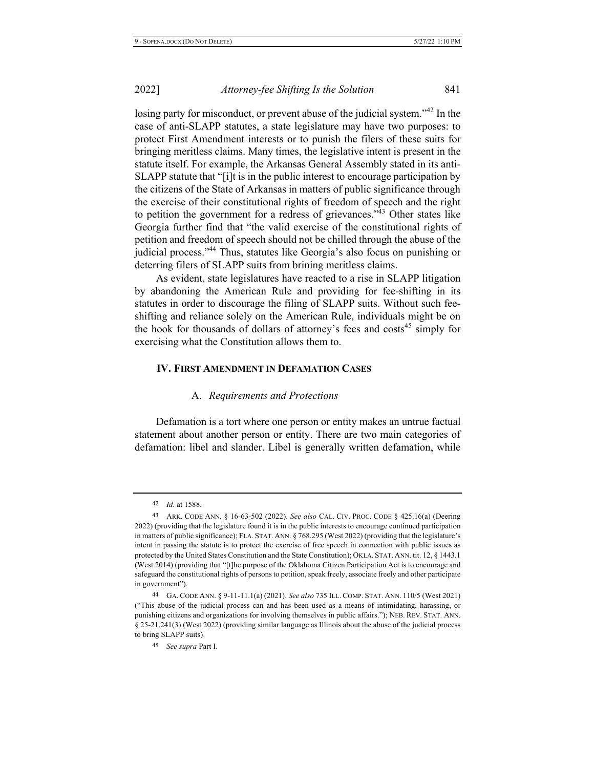losing party for misconduct, or prevent abuse of the judicial system."[42] In the case of anti-SLAPP statutes, a state legislature may have two purposes: to protect First Amendment interests or to punish the filers of these suits for bringing meritless claims. Many times, the legislative intent is present in the statute itself. For example, the Arkansas General Assembly stated in its anti-SLAPP statute that "[i]t is in the public interest to encourage participation by the citizens of the State of Arkansas in matters of public significance through the exercise of their constitutional rights of freedom of speech and the right to petition the government for a redress of grievances."[43] Other states like Georgia further find that "the valid exercise of the constitutional rights of petition and freedom of speech should not be chilled through the abuse of the judicial process."[44] Thus, statutes like Georgia's also focus on punishing or deterring filers of SLAPP suits from brining meritless claims.

As evident, state legislatures have reacted to a rise in SLAPP litigation by abandoning the American Rule and providing for fee-shifting in its statutes in order to discourage the filing of SLAPP suits. Without such fee-shifting and reliance solely on the American Rule, individuals might be on the hook for thousands of dollars of attorney's fees and costs[45] simply for exercising what the Constitution allows them to.

## IV. First Amendment in Defamation Cases

### A. *Requirements and Protections*

Defamation is a tort where one person or entity makes an untrue factual statement about another person or entity. There are two main categories of defamation: libel and slander. Libel is generally written defamation, while

---

42 *Id.* at 1588.

43 Ark. Code Ann. § 16-63-502 (2022). *See also* Cal. Civ. Proc. Code § 425.16(a) (Deering 2022) (providing that the legislature found it is in the public interests to encourage continued participation in matters of public significance); Fla. Stat. Ann. § 768.295 (West 2022) (providing that the legislature's intent in passing the statute is to protect the exercise of free speech in connection with public issues as protected by the United States Constitution and the State Constitution); Okla. Stat. Ann. tit. 12, § 1443.1 (West 2014) (providing that "[t]he purpose of the Oklahoma Citizen Participation Act is to encourage and safeguard the constitutional rights of persons to petition, speak freely, associate freely and other participate in government").

44 Ga. Code Ann. § 9-11-11.1(a) (2021). *See also* 735 Ill. Comp. Stat. Ann. 110/5 (West 2021) ("This abuse of the judicial process can and has been used as a means of intimidating, harassing, or punishing citizens and organizations for involving themselves in public affairs."); Neb. Rev. Stat. Ann. § 25-21,241(3) (West 2022) (providing similar language as Illinois about the abuse of the judicial process to bring SLAPP suits).

45 *See supra* Part I.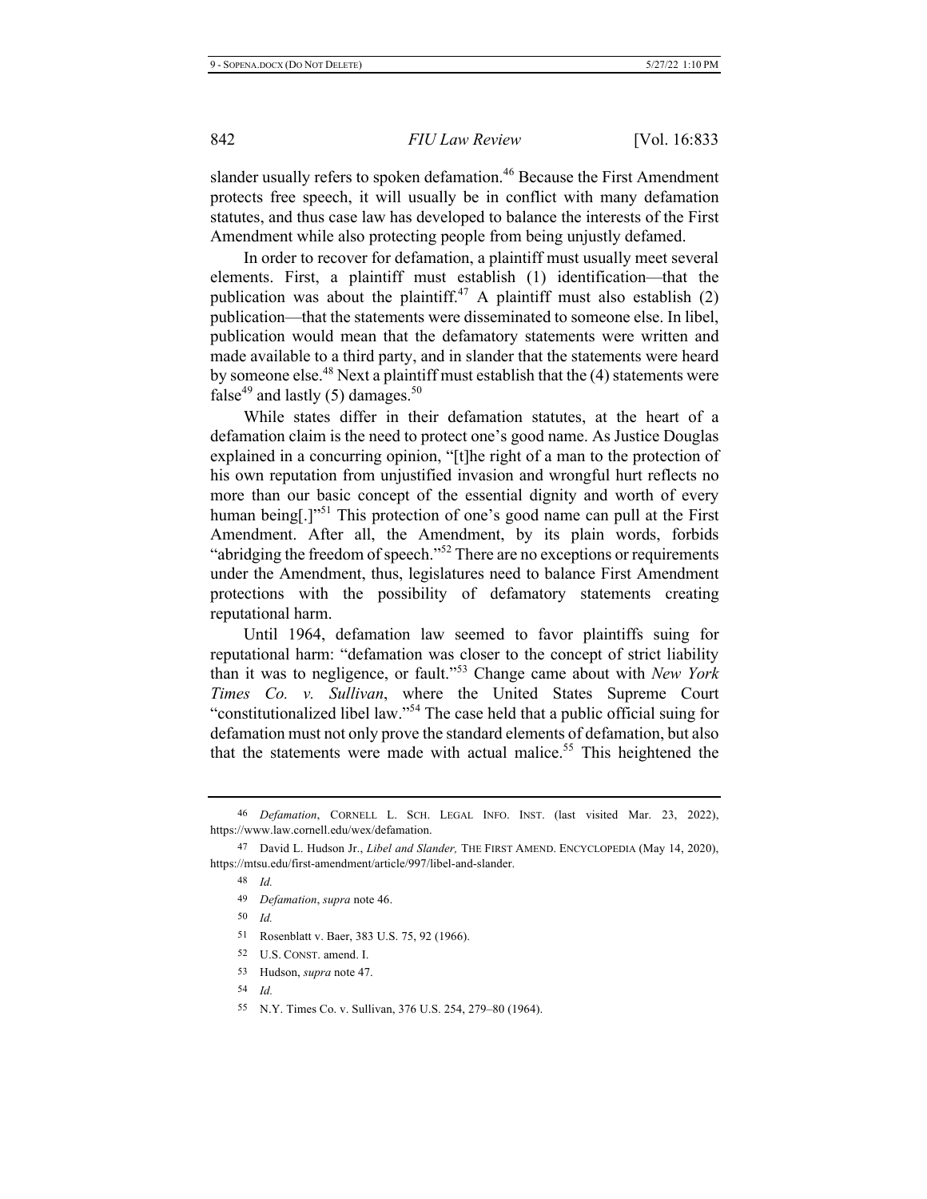slander usually refers to spoken defamation.[46] Because the First Amendment protects free speech, it will usually be in conflict with many defamation statutes, and thus case law has developed to balance the interests of the First Amendment while also protecting people from being unjustly defamed.

In order to recover for defamation, a plaintiff must usually meet several elements. First, a plaintiff must establish (1) identification—that the publication was about the plaintiff.[47] A plaintiff must also establish (2) publication—that the statements were disseminated to someone else. In libel, publication would mean that the defamatory statements were written and made available to a third party, and in slander that the statements were heard by someone else.[48] Next a plaintiff must establish that the (4) statements were false[49] and lastly (5) damages.[50]

While states differ in their defamation statutes, at the heart of a defamation claim is the need to protect one's good name. As Justice Douglas explained in a concurring opinion, "[t]he right of a man to the protection of his own reputation from unjustified invasion and wrongful hurt reflects no more than our basic concept of the essential dignity and worth of every human being[.]"[51] This protection of one's good name can pull at the First Amendment. After all, the Amendment, by its plain words, forbids "abridging the freedom of speech."[52] There are no exceptions or requirements under the Amendment, thus, legislatures need to balance First Amendment protections with the possibility of defamatory statements creating reputational harm.

Until 1964, defamation law seemed to favor plaintiffs suing for reputational harm: "defamation was closer to the concept of strict liability than it was to negligence, or fault."[53] Change came about with *New York Times Co. v. Sullivan*, where the United States Supreme Court "constitutionalized libel law."[54] The case held that a public official suing for defamation must not only prove the standard elements of defamation, but also that the statements were made with actual malice.[55] This heightened the

---

46 *Defamation*, CORNELL L. SCH. LEGAL INFO. INST. (last visited Mar. 23, 2022), https://www.law.cornell.edu/wex/defamation.

47 David L. Hudson Jr., *Libel and Slander,* THE FIRST AMEND. ENCYCLOPEDIA (May 14, 2020), https://mtsu.edu/first-amendment/article/997/libel-and-slander.

48 *Id.*

49 *Defamation*, *supra* note 46.

50 *Id.*

51 Rosenblatt v. Baer, 383 U.S. 75, 92 (1966).

52 U.S. CONST. amend. I.

53 Hudson, *supra* note 47.

54 *Id.*

55 N.Y. Times Co. v. Sullivan, 376 U.S. 254, 279–80 (1964).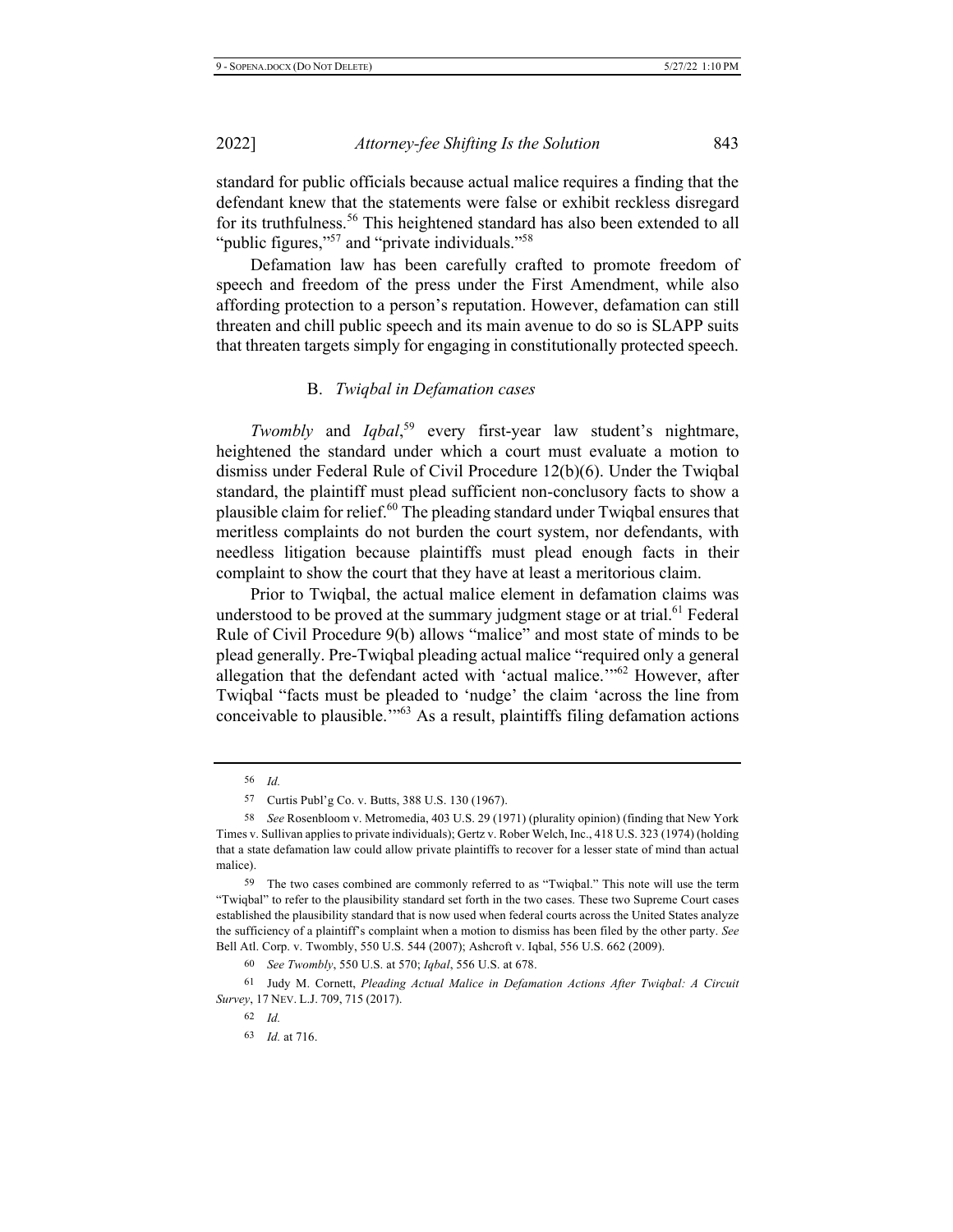standard for public officials because actual malice requires a finding that the defendant knew that the statements were false or exhibit reckless disregard for its truthfulness.[56] This heightened standard has also been extended to all "public figures,"[57] and "private individuals."[58]

Defamation law has been carefully crafted to promote freedom of speech and freedom of the press under the First Amendment, while also affording protection to a person's reputation. However, defamation can still threaten and chill public speech and its main avenue to do so is SLAPP suits that threaten targets simply for engaging in constitutionally protected speech.

### B. *Twiqbal in Defamation cases*

*Twombly* and *Iqbal*,[59] every first-year law student's nightmare, heightened the standard under which a court must evaluate a motion to dismiss under Federal Rule of Civil Procedure 12(b)(6). Under the Twiqbal standard, the plaintiff must plead sufficient non-conclusory facts to show a plausible claim for relief.[60] The pleading standard under Twiqbal ensures that meritless complaints do not burden the court system, nor defendants, with needless litigation because plaintiffs must plead enough facts in their complaint to show the court that they have at least a meritorious claim.

Prior to Twiqbal, the actual malice element in defamation claims was understood to be proved at the summary judgment stage or at trial.[61] Federal Rule of Civil Procedure 9(b) allows "malice" and most state of minds to be plead generally. Pre-Twiqbal pleading actual malice "required only a general allegation that the defendant acted with 'actual malice.'"[62] However, after Twiqbal "facts must be pleaded to 'nudge' the claim 'across the line from conceivable to plausible.'"[63] As a result, plaintiffs filing defamation actions

---

56 *Id.*

57 Curtis Publ'g Co. v. Butts, 388 U.S. 130 (1967).

58 *See* Rosenbloom v. Metromedia, 403 U.S. 29 (1971) (plurality opinion) (finding that New York Times v. Sullivan applies to private individuals); Gertz v. Rober Welch, Inc., 418 U.S. 323 (1974) (holding that a state defamation law could allow private plaintiffs to recover for a lesser state of mind than actual malice).

59 The two cases combined are commonly referred to as "Twiqbal." This note will use the term "Twiqbal" to refer to the plausibility standard set forth in the two cases. These two Supreme Court cases established the plausibility standard that is now used when federal courts across the United States analyze the sufficiency of a plaintiff's complaint when a motion to dismiss has been filed by the other party. *See* Bell Atl. Corp. v. Twombly, 550 U.S. 544 (2007); Ashcroft v. Iqbal, 556 U.S. 662 (2009).

60 *See Twombly*, 550 U.S. at 570; *Iqbal*, 556 U.S. at 678.

61 Judy M. Cornett, *Pleading Actual Malice in Defamation Actions After Twiqbal: A Circuit Survey*, 17 NEV. L.J. 709, 715 (2017).

62 *Id.*

63 *Id.* at 716.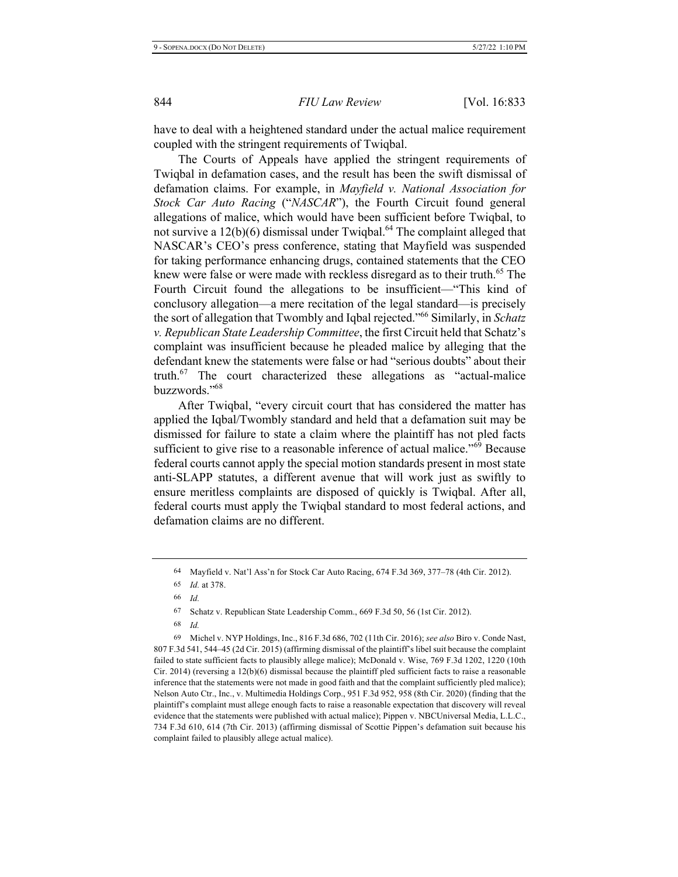have to deal with a heightened standard under the actual malice requirement coupled with the stringent requirements of Twiqbal.

The Courts of Appeals have applied the stringent requirements of Twiqbal in defamation cases, and the result has been the swift dismissal of defamation claims. For example, in *Mayfield v. National Association for Stock Car Auto Racing* ("*NASCAR*"), the Fourth Circuit found general allegations of malice, which would have been sufficient before Twiqbal, to not survive a 12(b)(6) dismissal under Twiqbal.[64] The complaint alleged that NASCAR's CEO's press conference, stating that Mayfield was suspended for taking performance enhancing drugs, contained statements that the CEO knew were false or were made with reckless disregard as to their truth.[65] The Fourth Circuit found the allegations to be insufficient—"This kind of conclusory allegation—a mere recitation of the legal standard—is precisely the sort of allegation that Twombly and Iqbal rejected."[66] Similarly, in *Schatz v. Republican State Leadership Committee*, the first Circuit held that Schatz's complaint was insufficient because he pleaded malice by alleging that the defendant knew the statements were false or had "serious doubts" about their truth.[67] The court characterized these allegations as "actual-malice buzzwords."[68]

After Twiqbal, "every circuit court that has considered the matter has applied the Iqbal/Twombly standard and held that a defamation suit may be dismissed for failure to state a claim where the plaintiff has not pled facts sufficient to give rise to a reasonable inference of actual malice."[69] Because federal courts cannot apply the special motion standards present in most state anti-SLAPP statutes, a different avenue that will work just as swiftly to ensure meritless complaints are disposed of quickly is Twiqbal. After all, federal courts must apply the Twiqbal standard to most federal actions, and defamation claims are no different.

---

[64] Mayfield v. Nat'l Ass'n for Stock Car Auto Racing, 674 F.3d 369, 377–78 (4th Cir. 2012).

[65] *Id.* at 378.

[66] *Id.*

[67] Schatz v. Republican State Leadership Comm., 669 F.3d 50, 56 (1st Cir. 2012).

[68] *Id.*

[69] Michel v. NYP Holdings, Inc., 816 F.3d 686, 702 (11th Cir. 2016); *see also* Biro v. Conde Nast, 807 F.3d 541, 544–45 (2d Cir. 2015) (affirming dismissal of the plaintiff's libel suit because the complaint failed to state sufficient facts to plausibly allege malice); McDonald v. Wise, 769 F.3d 1202, 1220 (10th Cir. 2014) (reversing a 12(b)(6) dismissal because the plaintiff pled sufficient facts to raise a reasonable inference that the statements were not made in good faith and that the complaint sufficiently pled malice); Nelson Auto Ctr., Inc., v. Multimedia Holdings Corp., 951 F.3d 952, 958 (8th Cir. 2020) (finding that the plaintiff's complaint must allege enough facts to raise a reasonable expectation that discovery will reveal evidence that the statements were published with actual malice); Pippen v. NBCUniversal Media, L.L.C., 734 F.3d 610, 614 (7th Cir. 2013) (affirming dismissal of Scottie Pippen's defamation suit because his complaint failed to plausibly allege actual malice).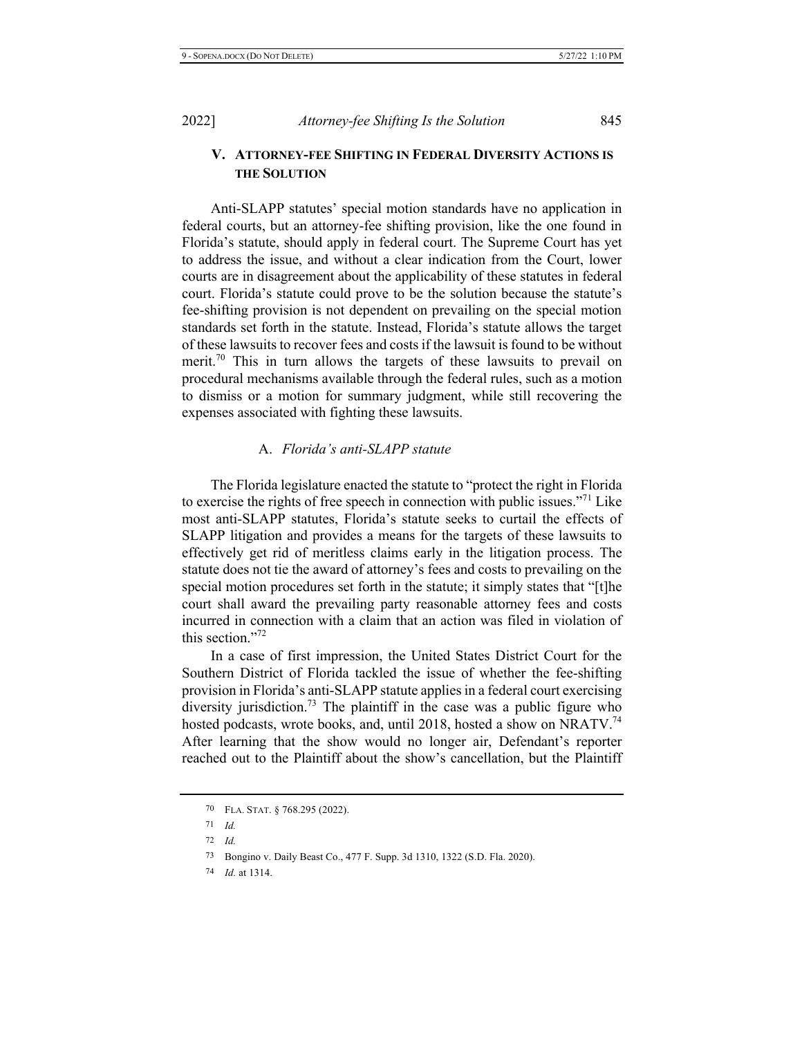## V. ATTORNEY-FEE SHIFTING IN FEDERAL DIVERSITY ACTIONS IS THE SOLUTION

Anti-SLAPP statutes' special motion standards have no application in federal courts, but an attorney-fee shifting provision, like the one found in Florida's statute, should apply in federal court. The Supreme Court has yet to address the issue, and without a clear indication from the Court, lower courts are in disagreement about the applicability of these statutes in federal court. Florida's statute could prove to be the solution because the statute's fee-shifting provision is not dependent on prevailing on the special motion standards set forth in the statute. Instead, Florida's statute allows the target of these lawsuits to recover fees and costs if the lawsuit is found to be without merit.[70] This in turn allows the targets of these lawsuits to prevail on procedural mechanisms available through the federal rules, such as a motion to dismiss or a motion for summary judgment, while still recovering the expenses associated with fighting these lawsuits.

### A. *Florida's anti-SLAPP statute*

The Florida legislature enacted the statute to "protect the right in Florida to exercise the rights of free speech in connection with public issues."[71] Like most anti-SLAPP statutes, Florida's statute seeks to curtail the effects of SLAPP litigation and provides a means for the targets of these lawsuits to effectively get rid of meritless claims early in the litigation process. The statute does not tie the award of attorney's fees and costs to prevailing on the special motion procedures set forth in the statute; it simply states that "[t]he court shall award the prevailing party reasonable attorney fees and costs incurred in connection with a claim that an action was filed in violation of this section."[72]

In a case of first impression, the United States District Court for the Southern District of Florida tackled the issue of whether the fee-shifting provision in Florida's anti-SLAPP statute applies in a federal court exercising diversity jurisdiction.[73] The plaintiff in the case was a public figure who hosted podcasts, wrote books, and, until 2018, hosted a show on NRATV.[74] After learning that the show would no longer air, Defendant's reporter reached out to the Plaintiff about the show's cancellation, but the Plaintiff

---

[70] FLA. STAT. § 768.295 (2022).

[71] *Id.*

[72] *Id.*

[73] Bongino v. Daily Beast Co., 477 F. Supp. 3d 1310, 1322 (S.D. Fla. 2020).

[74] *Id.* at 1314.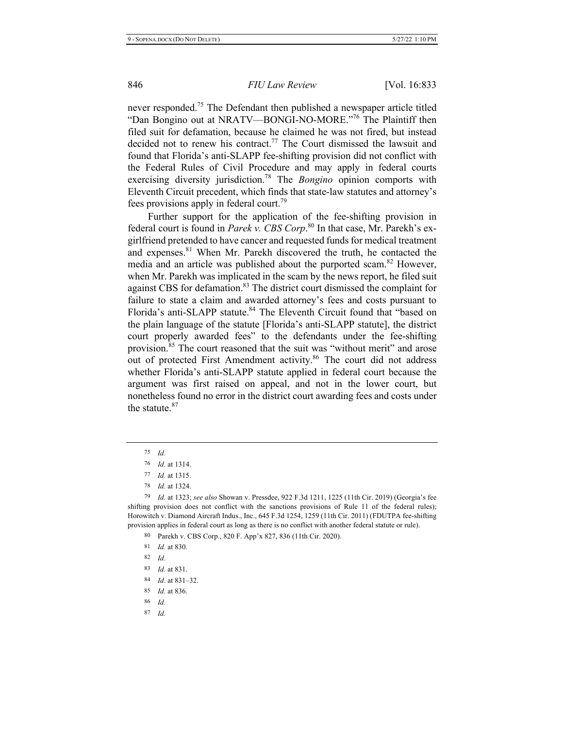never responded.[75] The Defendant then published a newspaper article titled "Dan Bongino out at NRATV—BONGI-NO-MORE."[76] The Plaintiff then filed suit for defamation, because he claimed he was not fired, but instead decided not to renew his contract.[77] The Court dismissed the lawsuit and found that Florida's anti-SLAPP fee-shifting provision did not conflict with the Federal Rules of Civil Procedure and may apply in federal courts exercising diversity jurisdiction.[78] The *Bongino* opinion comports with Eleventh Circuit precedent, which finds that state-law statutes and attorney's fees provisions apply in federal court.[79]

Further support for the application of the fee-shifting provision in federal court is found in *Parek v. CBS Corp*.[80] In that case, Mr. Parekh's ex-girlfriend pretended to have cancer and requested funds for medical treatment and expenses.[81] When Mr. Parekh discovered the truth, he contacted the media and an article was published about the purported scam.[82] However, when Mr. Parekh was implicated in the scam by the news report, he filed suit against CBS for defamation.[83] The district court dismissed the complaint for failure to state a claim and awarded attorney's fees and costs pursuant to Florida's anti-SLAPP statute.[84] The Eleventh Circuit found that "based on the plain language of the statute [Florida's anti-SLAPP statute], the district court properly awarded fees" to the defendants under the fee-shifting provision.[85] The court reasoned that the suit was "without merit" and arose out of protected First Amendment activity.[86] The court did not address whether Florida's anti-SLAPP statute applied in federal court because the argument was first raised on appeal, and not in the lower court, but nonetheless found no error in the district court awarding fees and costs under the statute.[87]

---

[75] *Id.*

[76] *Id.* at 1314.

[77] *Id.* at 1315.

[78] *Id.* at 1324.

[79] *Id.* at 1323; *see also* Showan v. Pressdee, 922 F.3d 1211, 1225 (11th Cir. 2019) (Georgia's fee shifting provision does not conflict with the sanctions provisions of Rule 11 of the federal rules); Horowitch v. Diamond Aircraft Indus., Inc., 645 F.3d 1254, 1259 (11th Cir. 2011) (FDUTPA fee-shifting provision applies in federal court as long as there is no conflict with another federal statute or rule).

[80] Parekh v. CBS Corp., 820 F. App'x 827, 836 (11th Cir. 2020).

[81] *Id.* at 830.

[82] *Id.*

[83] *Id.* at 831.

[84] *Id.* at 831–32.

[85] *Id.* at 836.

[86] *Id.*

[87] *Id.*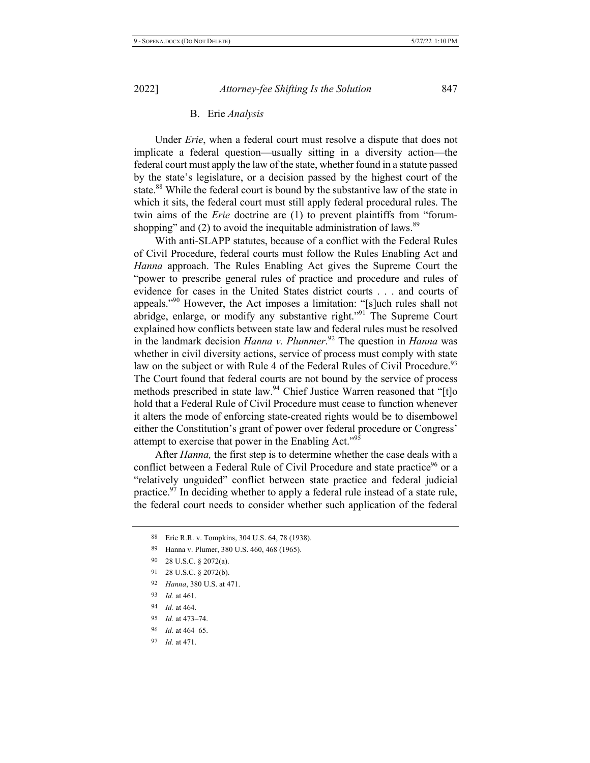### B. *Erie Analysis*

Under *Erie*, when a federal court must resolve a dispute that does not implicate a federal question—usually sitting in a diversity action—the federal court must apply the law of the state, whether found in a statute passed by the state's legislature, or a decision passed by the highest court of the state.[88] While the federal court is bound by the substantive law of the state in which it sits, the federal court must still apply federal procedural rules. The twin aims of the *Erie* doctrine are (1) to prevent plaintiffs from "forum-shopping" and (2) to avoid the inequitable administration of laws.[89]

With anti-SLAPP statutes, because of a conflict with the Federal Rules of Civil Procedure, federal courts must follow the Rules Enabling Act and *Hanna* approach. The Rules Enabling Act gives the Supreme Court the "power to prescribe general rules of practice and procedure and rules of evidence for cases in the United States district courts . . . and courts of appeals."[90] However, the Act imposes a limitation: "[s]uch rules shall not abridge, enlarge, or modify any substantive right."[91] The Supreme Court explained how conflicts between state law and federal rules must be resolved in the landmark decision *Hanna v. Plummer*.[92] The question in *Hanna* was whether in civil diversity actions, service of process must comply with state law on the subject or with Rule 4 of the Federal Rules of Civil Procedure.[93] The Court found that federal courts are not bound by the service of process methods prescribed in state law.[94] Chief Justice Warren reasoned that "[t]o hold that a Federal Rule of Civil Procedure must cease to function whenever it alters the mode of enforcing state-created rights would be to disembowel either the Constitution's grant of power over federal procedure or Congress' attempt to exercise that power in the Enabling Act."[95]

After *Hanna,* the first step is to determine whether the case deals with a conflict between a Federal Rule of Civil Procedure and state practice[96] or a "relatively unguided" conflict between state practice and federal judicial practice.[97] In deciding whether to apply a federal rule instead of a state rule, the federal court needs to consider whether such application of the federal

---

88 Erie R.R. v. Tompkins, 304 U.S. 64, 78 (1938).

89 Hanna v. Plumer, 380 U.S. 460, 468 (1965).

90 28 U.S.C. § 2072(a).

91 28 U.S.C. § 2072(b).

92 *Hanna*, 380 U.S. at 471.

93 *Id.* at 461.

94 *Id.* at 464.

95 *Id.* at 473–74.

96 *Id.* at 464–65.

97 *Id.* at 471.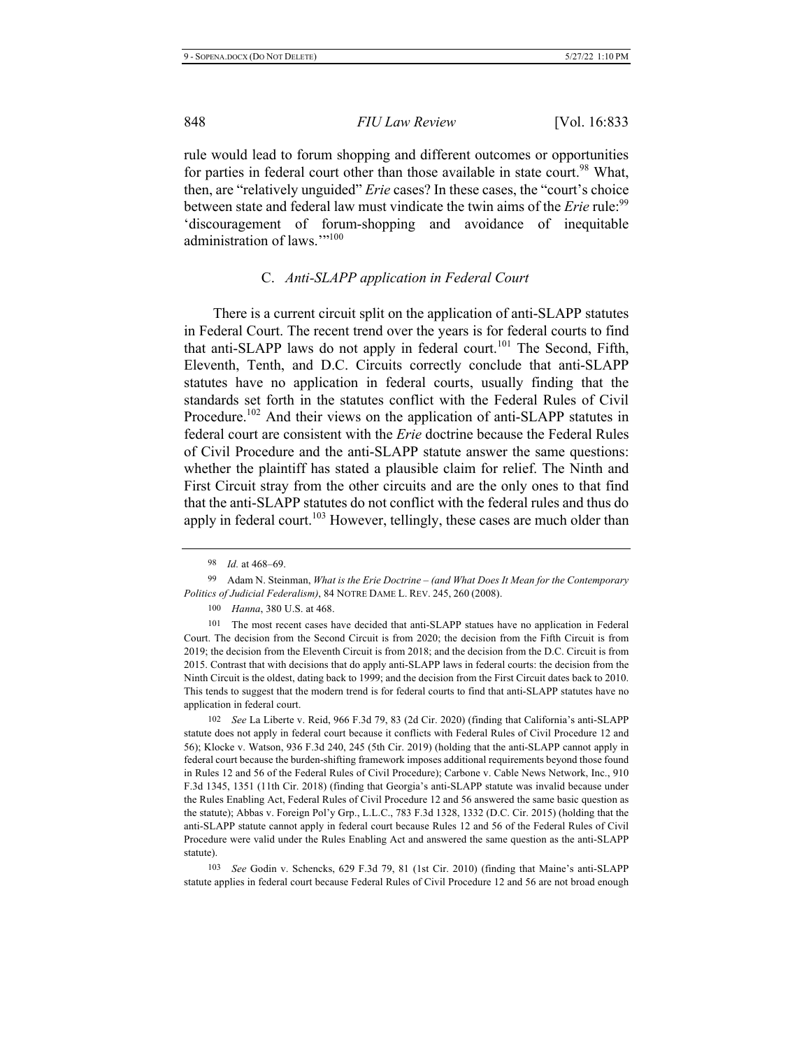rule would lead to forum shopping and different outcomes or opportunities for parties in federal court other than those available in state court.[98] What, then, are "relatively unguided" *Erie* cases? In these cases, the "court's choice between state and federal law must vindicate the twin aims of the *Erie* rule:[99] 'discouragement of forum-shopping and avoidance of inequitable administration of laws.'"[100]

### C. *Anti-SLAPP application in Federal Court*

There is a current circuit split on the application of anti-SLAPP statutes in Federal Court. The recent trend over the years is for federal courts to find that anti-SLAPP laws do not apply in federal court.[101] The Second, Fifth, Eleventh, Tenth, and D.C. Circuits correctly conclude that anti-SLAPP statutes have no application in federal courts, usually finding that the standards set forth in the statutes conflict with the Federal Rules of Civil Procedure.[102] And their views on the application of anti-SLAPP statutes in federal court are consistent with the *Erie* doctrine because the Federal Rules of Civil Procedure and the anti-SLAPP statute answer the same questions: whether the plaintiff has stated a plausible claim for relief. The Ninth and First Circuit stray from the other circuits and are the only ones to that find that the anti-SLAPP statutes do not conflict with the federal rules and thus do apply in federal court.[103] However, tellingly, these cases are much older than

---

98 *Id.* at 468–69.

99 Adam N. Steinman, *What is the Erie Doctrine – (and What Does It Mean for the Contemporary Politics of Judicial Federalism)*, 84 NOTRE DAME L. REV. 245, 260 (2008).

100 *Hanna*, 380 U.S. at 468.

101 The most recent cases have decided that anti-SLAPP statues have no application in Federal Court. The decision from the Second Circuit is from 2020; the decision from the Fifth Circuit is from 2019; the decision from the Eleventh Circuit is from 2018; and the decision from the D.C. Circuit is from 2015. Contrast that with decisions that do apply anti-SLAPP laws in federal courts: the decision from the Ninth Circuit is the oldest, dating back to 1999; and the decision from the First Circuit dates back to 2010. This tends to suggest that the modern trend is for federal courts to find that anti-SLAPP statutes have no application in federal court.

102 *See* La Liberte v. Reid, 966 F.3d 79, 83 (2d Cir. 2020) (finding that California's anti-SLAPP statute does not apply in federal court because it conflicts with Federal Rules of Civil Procedure 12 and 56); Klocke v. Watson, 936 F.3d 240, 245 (5th Cir. 2019) (holding that the anti-SLAPP cannot apply in federal court because the burden-shifting framework imposes additional requirements beyond those found in Rules 12 and 56 of the Federal Rules of Civil Procedure); Carbone v. Cable News Network, Inc., 910 F.3d 1345, 1351 (11th Cir. 2018) (finding that Georgia's anti-SLAPP statute was invalid because under the Rules Enabling Act, Federal Rules of Civil Procedure 12 and 56 answered the same basic question as the statute); Abbas v. Foreign Pol'y Grp., L.L.C., 783 F.3d 1328, 1332 (D.C. Cir. 2015) (holding that the anti-SLAPP statute cannot apply in federal court because Rules 12 and 56 of the Federal Rules of Civil Procedure were valid under the Rules Enabling Act and answered the same question as the anti-SLAPP statute).

103 *See* Godin v. Schencks, 629 F.3d 79, 81 (1st Cir. 2010) (finding that Maine's anti-SLAPP statute applies in federal court because Federal Rules of Civil Procedure 12 and 56 are not broad enough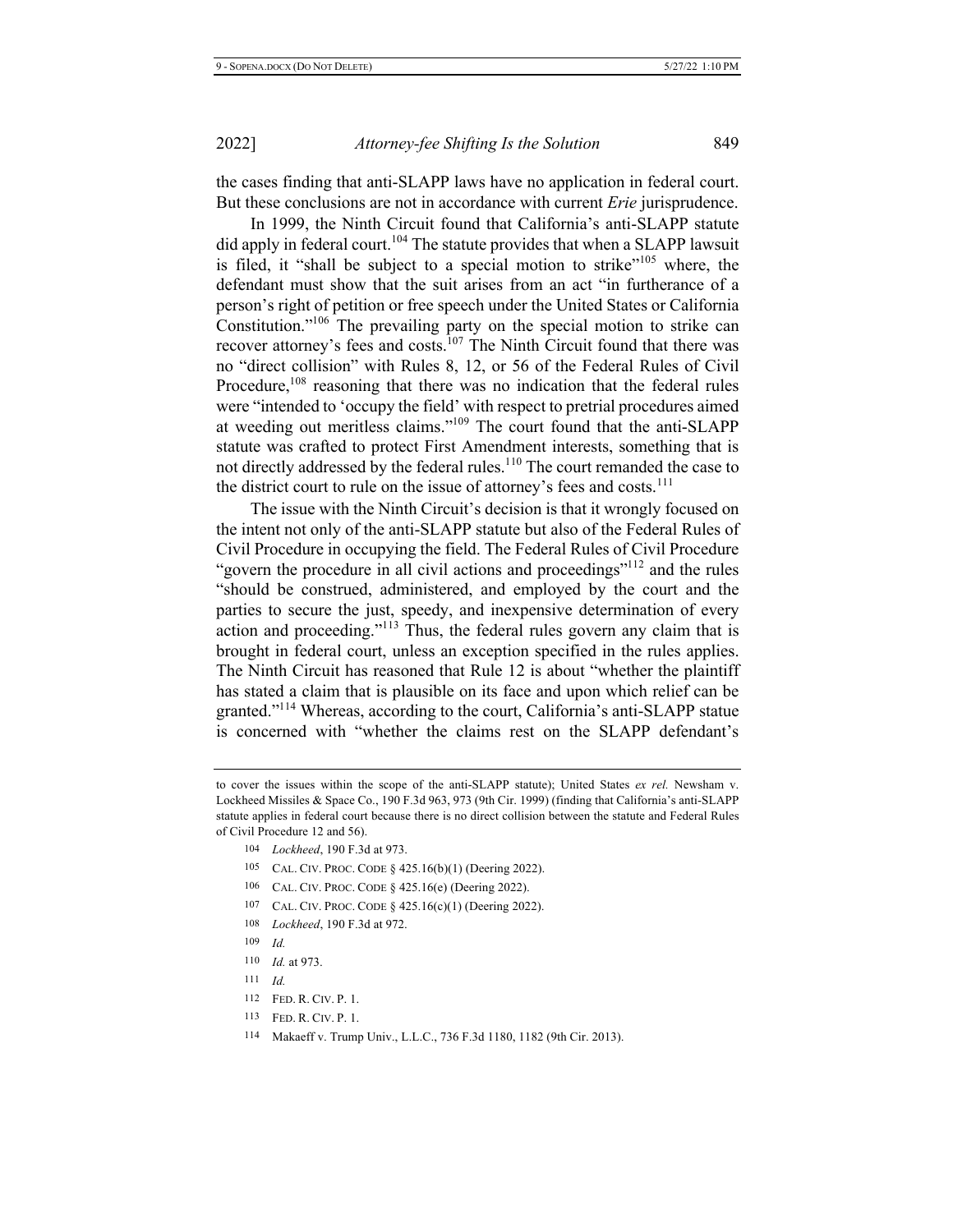the cases finding that anti-SLAPP laws have no application in federal court. But these conclusions are not in accordance with current *Erie* jurisprudence.

In 1999, the Ninth Circuit found that California's anti-SLAPP statute did apply in federal court.[104] The statute provides that when a SLAPP lawsuit is filed, it "shall be subject to a special motion to strike"[105] where, the defendant must show that the suit arises from an act "in furtherance of a person's right of petition or free speech under the United States or California Constitution."[106] The prevailing party on the special motion to strike can recover attorney's fees and costs.[107] The Ninth Circuit found that there was no "direct collision" with Rules 8, 12, or 56 of the Federal Rules of Civil Procedure,[108] reasoning that there was no indication that the federal rules were "intended to 'occupy the field' with respect to pretrial procedures aimed at weeding out meritless claims."[109] The court found that the anti-SLAPP statute was crafted to protect First Amendment interests, something that is not directly addressed by the federal rules.[110] The court remanded the case to the district court to rule on the issue of attorney's fees and costs.[111]

The issue with the Ninth Circuit's decision is that it wrongly focused on the intent not only of the anti-SLAPP statute but also of the Federal Rules of Civil Procedure in occupying the field. The Federal Rules of Civil Procedure "govern the procedure in all civil actions and proceedings"[112] and the rules "should be construed, administered, and employed by the court and the parties to secure the just, speedy, and inexpensive determination of every action and proceeding."[113] Thus, the federal rules govern any claim that is brought in federal court, unless an exception specified in the rules applies. The Ninth Circuit has reasoned that Rule 12 is about "whether the plaintiff has stated a claim that is plausible on its face and upon which relief can be granted."[114] Whereas, according to the court, California's anti-SLAPP statue is concerned with "whether the claims rest on the SLAPP defendant's

---

to cover the issues within the scope of the anti-SLAPP statute); United States *ex rel.* Newsham v. Lockheed Missiles & Space Co., 190 F.3d 963, 973 (9th Cir. 1999) (finding that California's anti-SLAPP statute applies in federal court because there is no direct collision between the statute and Federal Rules of Civil Procedure 12 and 56).

104 *Lockheed*, 190 F.3d at 973.

105 CAL. CIV. PROC. CODE § 425.16(b)(1) (Deering 2022).

106 CAL. CIV. PROC. CODE § 425.16(e) (Deering 2022).

107 CAL. CIV. PROC. CODE § 425.16(c)(1) (Deering 2022).

108 *Lockheed*, 190 F.3d at 972.

109 *Id.*

110 *Id.* at 973.

111 *Id.*

112 FED. R. CIV. P. 1.

113 FED. R. CIV. P. 1.

114 Makaeff v. Trump Univ., L.L.C., 736 F.3d 1180, 1182 (9th Cir. 2013).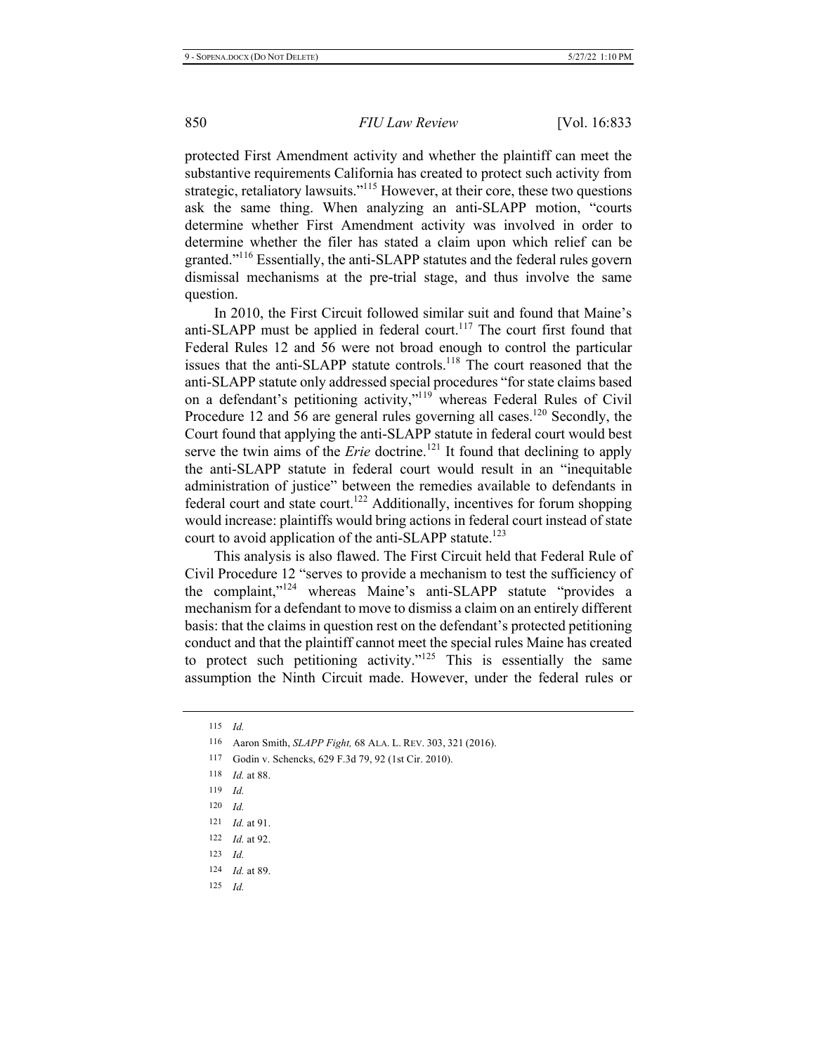protected First Amendment activity and whether the plaintiff can meet the substantive requirements California has created to protect such activity from strategic, retaliatory lawsuits."[115] However, at their core, these two questions ask the same thing. When analyzing an anti-SLAPP motion, "courts determine whether First Amendment activity was involved in order to determine whether the filer has stated a claim upon which relief can be granted."[116] Essentially, the anti-SLAPP statutes and the federal rules govern dismissal mechanisms at the pre-trial stage, and thus involve the same question.

In 2010, the First Circuit followed similar suit and found that Maine's anti-SLAPP must be applied in federal court.[117] The court first found that Federal Rules 12 and 56 were not broad enough to control the particular issues that the anti-SLAPP statute controls.[118] The court reasoned that the anti-SLAPP statute only addressed special procedures "for state claims based on a defendant's petitioning activity,"[119] whereas Federal Rules of Civil Procedure 12 and 56 are general rules governing all cases.[120] Secondly, the Court found that applying the anti-SLAPP statute in federal court would best serve the twin aims of the *Erie* doctrine.[121] It found that declining to apply the anti-SLAPP statute in federal court would result in an "inequitable administration of justice" between the remedies available to defendants in federal court and state court.[122] Additionally, incentives for forum shopping would increase: plaintiffs would bring actions in federal court instead of state court to avoid application of the anti-SLAPP statute.[123]

This analysis is also flawed. The First Circuit held that Federal Rule of Civil Procedure 12 "serves to provide a mechanism to test the sufficiency of the complaint,"[124] whereas Maine's anti-SLAPP statute "provides a mechanism for a defendant to move to dismiss a claim on an entirely different basis: that the claims in question rest on the defendant's protected petitioning conduct and that the plaintiff cannot meet the special rules Maine has created to protect such petitioning activity."[125] This is essentially the same assumption the Ninth Circuit made. However, under the federal rules or

---

115 *Id.*

116 Aaron Smith, *SLAPP Fight,* 68 ALA. L. REV. 303, 321 (2016).

117 Godin v. Schencks, 629 F.3d 79, 92 (1st Cir. 2010).

118 *Id.* at 88.

119 *Id.*

120 *Id.*

121 *Id.* at 91.

122 *Id.* at 92.

123 *Id.*

124 *Id.* at 89.

125 *Id.*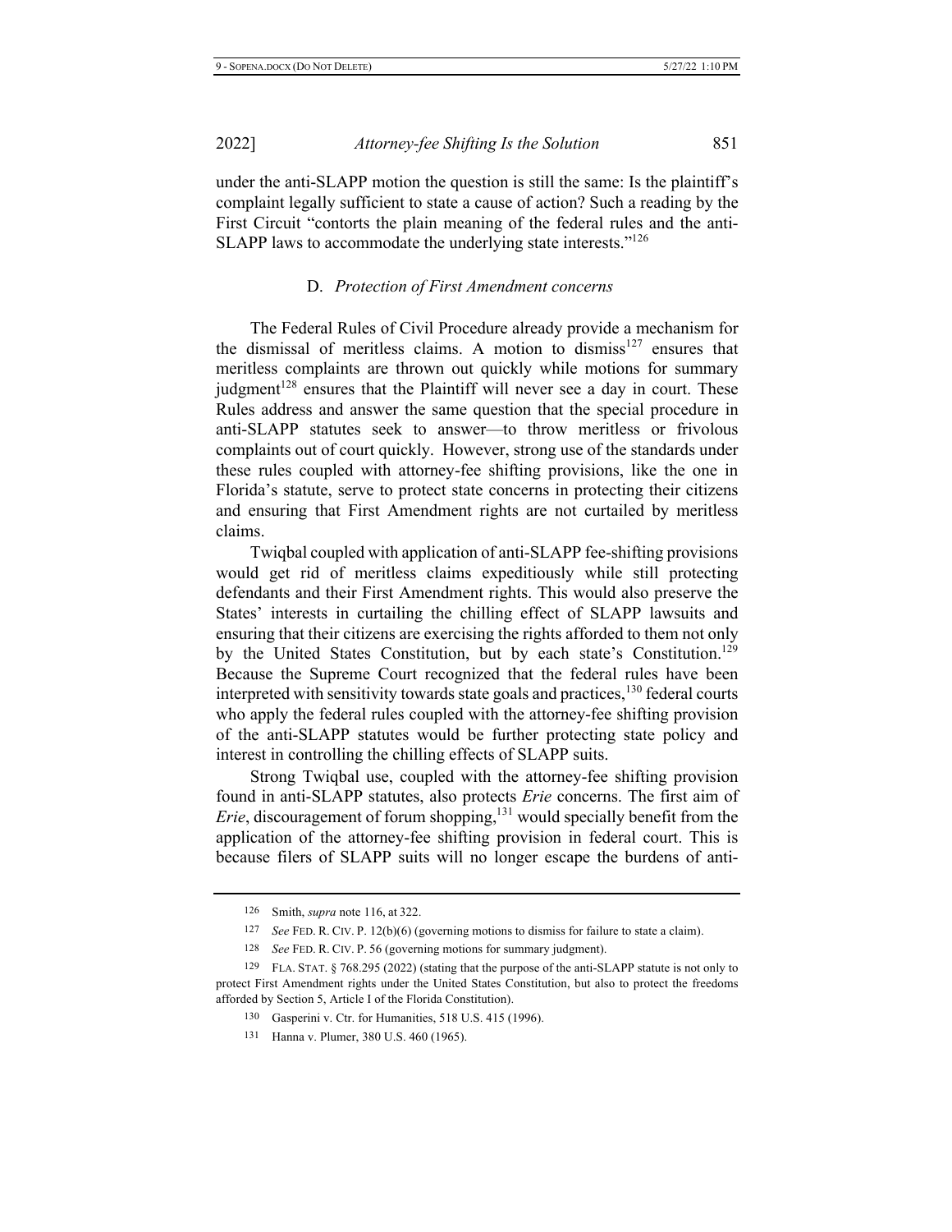under the anti-SLAPP motion the question is still the same: Is the plaintiff's complaint legally sufficient to state a cause of action? Such a reading by the First Circuit "contorts the plain meaning of the federal rules and the anti-SLAPP laws to accommodate the underlying state interests."[126]

### D. *Protection of First Amendment concerns*

The Federal Rules of Civil Procedure already provide a mechanism for the dismissal of meritless claims. A motion to dismiss[127] ensures that meritless complaints are thrown out quickly while motions for summary judgment[128] ensures that the Plaintiff will never see a day in court. These Rules address and answer the same question that the special procedure in anti-SLAPP statutes seek to answer—to throw meritless or frivolous complaints out of court quickly. However, strong use of the standards under these rules coupled with attorney-fee shifting provisions, like the one in Florida's statute, serve to protect state concerns in protecting their citizens and ensuring that First Amendment rights are not curtailed by meritless claims.

Twiqbal coupled with application of anti-SLAPP fee-shifting provisions would get rid of meritless claims expeditiously while still protecting defendants and their First Amendment rights. This would also preserve the States' interests in curtailing the chilling effect of SLAPP lawsuits and ensuring that their citizens are exercising the rights afforded to them not only by the United States Constitution, but by each state's Constitution.[129] Because the Supreme Court recognized that the federal rules have been interpreted with sensitivity towards state goals and practices,[130] federal courts who apply the federal rules coupled with the attorney-fee shifting provision of the anti-SLAPP statutes would be further protecting state policy and interest in controlling the chilling effects of SLAPP suits.

Strong Twiqbal use, coupled with the attorney-fee shifting provision found in anti-SLAPP statutes, also protects *Erie* concerns. The first aim of *Erie*, discouragement of forum shopping,[131] would specially benefit from the application of the attorney-fee shifting provision in federal court. This is because filers of SLAPP suits will no longer escape the burdens of anti-

---

126 Smith, *supra* note 116, at 322.

127 *See* FED. R. CIV. P. 12(b)(6) (governing motions to dismiss for failure to state a claim).

128 *See* FED. R. CIV. P. 56 (governing motions for summary judgment).

129 FLA. STAT. § 768.295 (2022) (stating that the purpose of the anti-SLAPP statute is not only to protect First Amendment rights under the United States Constitution, but also to protect the freedoms afforded by Section 5, Article I of the Florida Constitution).

130 Gasperini v. Ctr. for Humanities, 518 U.S. 415 (1996).

131 Hanna v. Plumer, 380 U.S. 460 (1965).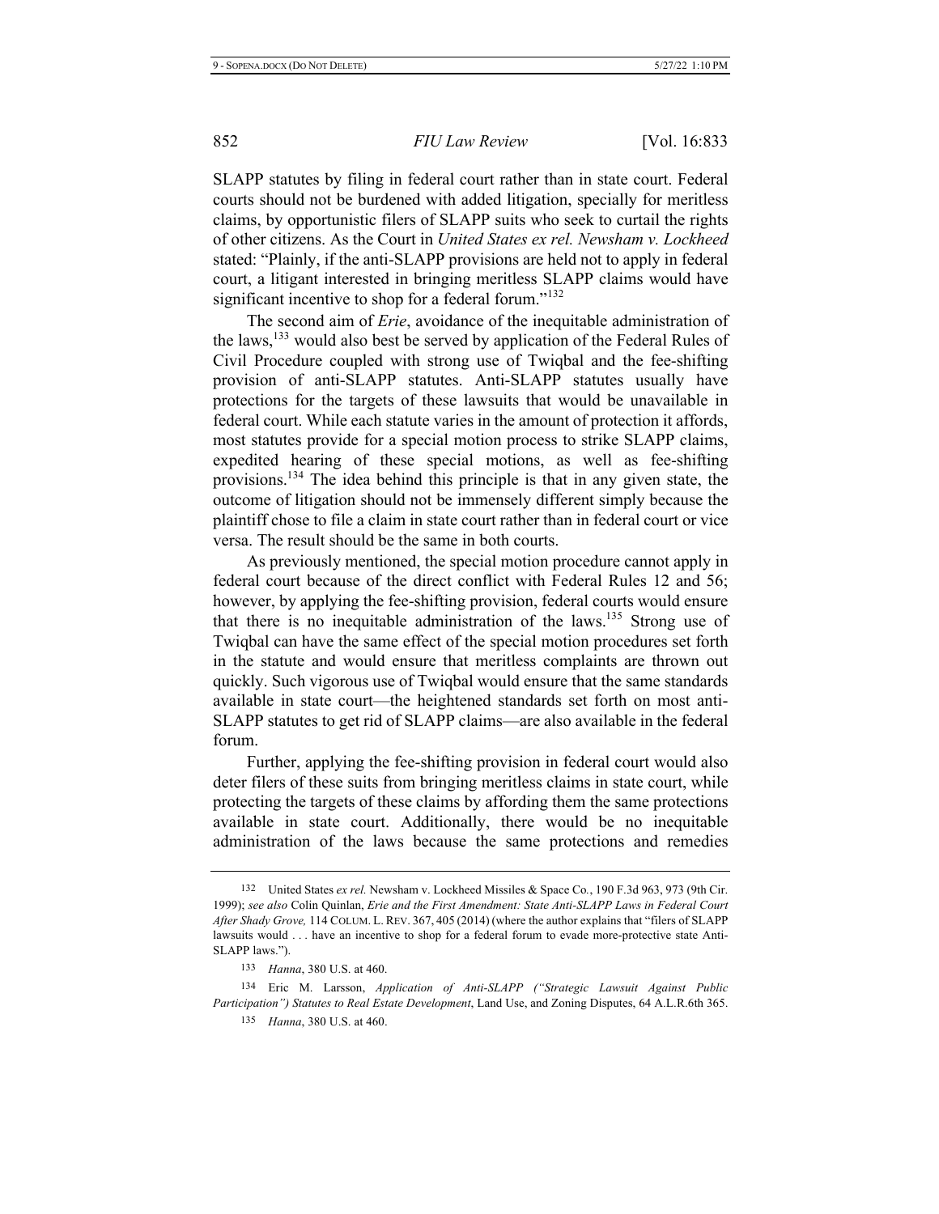SLAPP statutes by filing in federal court rather than in state court. Federal courts should not be burdened with added litigation, specially for meritless claims, by opportunistic filers of SLAPP suits who seek to curtail the rights of other citizens. As the Court in *United States ex rel. Newsham v. Lockheed* stated: "Plainly, if the anti-SLAPP provisions are held not to apply in federal court, a litigant interested in bringing meritless SLAPP claims would have significant incentive to shop for a federal forum."[132]

The second aim of *Erie*, avoidance of the inequitable administration of the laws,[133] would also best be served by application of the Federal Rules of Civil Procedure coupled with strong use of Twiqbal and the fee-shifting provision of anti-SLAPP statutes. Anti-SLAPP statutes usually have protections for the targets of these lawsuits that would be unavailable in federal court. While each statute varies in the amount of protection it affords, most statutes provide for a special motion process to strike SLAPP claims, expedited hearing of these special motions, as well as fee-shifting provisions.[134] The idea behind this principle is that in any given state, the outcome of litigation should not be immensely different simply because the plaintiff chose to file a claim in state court rather than in federal court or vice versa. The result should be the same in both courts.

As previously mentioned, the special motion procedure cannot apply in federal court because of the direct conflict with Federal Rules 12 and 56; however, by applying the fee-shifting provision, federal courts would ensure that there is no inequitable administration of the laws.[135] Strong use of Twiqbal can have the same effect of the special motion procedures set forth in the statute and would ensure that meritless complaints are thrown out quickly. Such vigorous use of Twiqbal would ensure that the same standards available in state court—the heightened standards set forth on most anti-SLAPP statutes to get rid of SLAPP claims—are also available in the federal forum.

Further, applying the fee-shifting provision in federal court would also deter filers of these suits from bringing meritless claims in state court, while protecting the targets of these claims by affording them the same protections available in state court. Additionally, there would be no inequitable administration of the laws because the same protections and remedies

---

132 United States *ex rel.* Newsham v. Lockheed Missiles & Space Co., 190 F.3d 963, 973 (9th Cir. 1999); *see also* Colin Quinlan, *Erie and the First Amendment: State Anti-SLAPP Laws in Federal Court After Shady Grove,* 114 COLUM. L. REV. 367, 405 (2014) (where the author explains that "filers of SLAPP lawsuits would . . . have an incentive to shop for a federal forum to evade more-protective state Anti-SLAPP laws.").

133 *Hanna*, 380 U.S. at 460.

134 Eric M. Larsson, *Application of Anti-SLAPP ("Strategic Lawsuit Against Public Participation") Statutes to Real Estate Development*, Land Use, and Zoning Disputes, 64 A.L.R.6th 365.

135 *Hanna*, 380 U.S. at 460.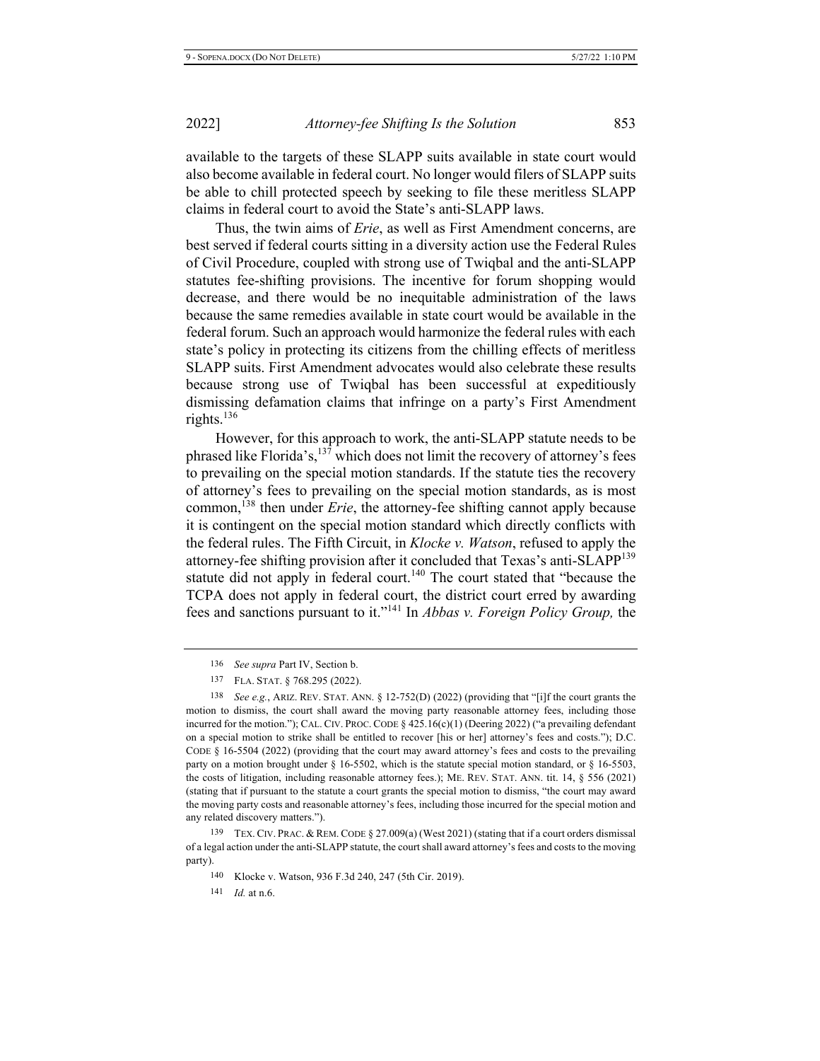available to the targets of these SLAPP suits available in state court would also become available in federal court. No longer would filers of SLAPP suits be able to chill protected speech by seeking to file these meritless SLAPP claims in federal court to avoid the State's anti-SLAPP laws.

Thus, the twin aims of *Erie*, as well as First Amendment concerns, are best served if federal courts sitting in a diversity action use the Federal Rules of Civil Procedure, coupled with strong use of Twiqbal and the anti-SLAPP statutes fee-shifting provisions. The incentive for forum shopping would decrease, and there would be no inequitable administration of the laws because the same remedies available in state court would be available in the federal forum. Such an approach would harmonize the federal rules with each state's policy in protecting its citizens from the chilling effects of meritless SLAPP suits. First Amendment advocates would also celebrate these results because strong use of Twiqbal has been successful at expeditiously dismissing defamation claims that infringe on a party's First Amendment rights.[136]

However, for this approach to work, the anti-SLAPP statute needs to be phrased like Florida's,[137] which does not limit the recovery of attorney's fees to prevailing on the special motion standards. If the statute ties the recovery of attorney's fees to prevailing on the special motion standards, as is most common,[138] then under *Erie*, the attorney-fee shifting cannot apply because it is contingent on the special motion standard which directly conflicts with the federal rules. The Fifth Circuit, in *Klocke v. Watson*, refused to apply the attorney-fee shifting provision after it concluded that Texas's anti-SLAPP[139] statute did not apply in federal court.[140] The court stated that "because the TCPA does not apply in federal court, the district court erred by awarding fees and sanctions pursuant to it."[141] In *Abbas v. Foreign Policy Group,* the

---

136 *See supra* Part IV, Section b.

137 FLA. STAT. § 768.295 (2022).

138 *See e.g.*, ARIZ. REV. STAT. ANN. § 12-752(D) (2022) (providing that "[i]f the court grants the motion to dismiss, the court shall award the moving party reasonable attorney fees, including those incurred for the motion."); CAL. CIV. PROC. CODE § 425.16(c)(1) (Deering 2022) ("a prevailing defendant on a special motion to strike shall be entitled to recover [his or her] attorney's fees and costs."); D.C. CODE § 16-5504 (2022) (providing that the court may award attorney's fees and costs to the prevailing party on a motion brought under § 16-5502, which is the statute special motion standard, or § 16-5503, the costs of litigation, including reasonable attorney fees.); ME. REV. STAT. ANN. tit. 14, § 556 (2021) (stating that if pursuant to the statute a court grants the special motion to dismiss, "the court may award the moving party costs and reasonable attorney's fees, including those incurred for the special motion and any related discovery matters.").

139 TEX. CIV. PRAC. & REM. CODE § 27.009(a) (West 2021) (stating that if a court orders dismissal of a legal action under the anti-SLAPP statute, the court shall award attorney's fees and costs to the moving party).

140 Klocke v. Watson, 936 F.3d 240, 247 (5th Cir. 2019).

141 *Id.* at n.6.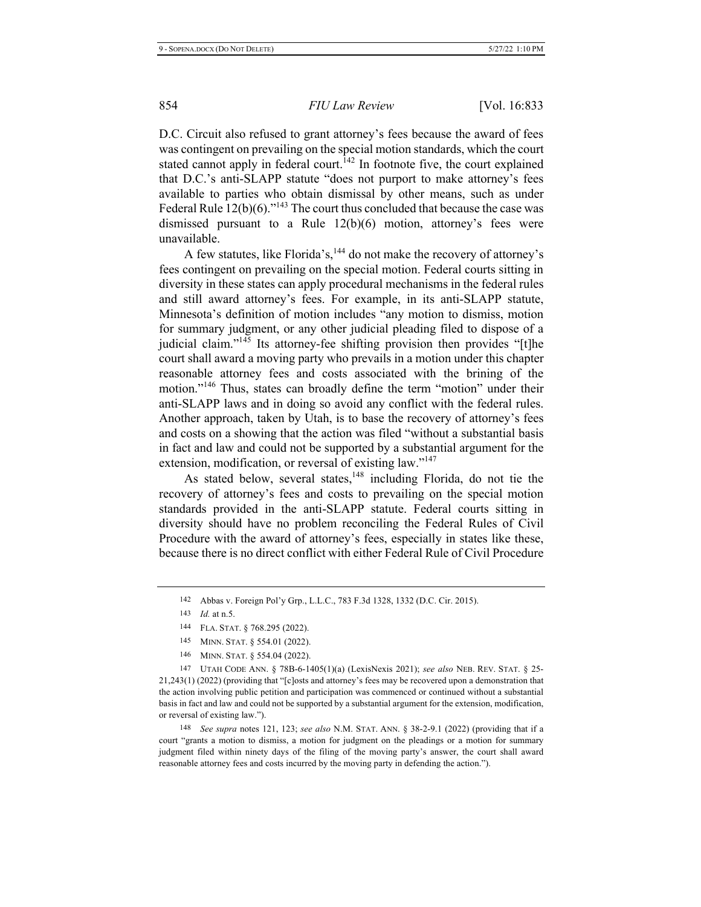D.C. Circuit also refused to grant attorney's fees because the award of fees was contingent on prevailing on the special motion standards, which the court stated cannot apply in federal court.[142] In footnote five, the court explained that D.C.'s anti-SLAPP statute "does not purport to make attorney's fees available to parties who obtain dismissal by other means, such as under Federal Rule 12(b)(6)."[143] The court thus concluded that because the case was dismissed pursuant to a Rule 12(b)(6) motion, attorney's fees were unavailable.

A few statutes, like Florida's,[144] do not make the recovery of attorney's fees contingent on prevailing on the special motion. Federal courts sitting in diversity in these states can apply procedural mechanisms in the federal rules and still award attorney's fees. For example, in its anti-SLAPP statute, Minnesota's definition of motion includes "any motion to dismiss, motion for summary judgment, or any other judicial pleading filed to dispose of a judicial claim."[145] Its attorney-fee shifting provision then provides "[t]he court shall award a moving party who prevails in a motion under this chapter reasonable attorney fees and costs associated with the brining of the motion."[146] Thus, states can broadly define the term "motion" under their anti-SLAPP laws and in doing so avoid any conflict with the federal rules. Another approach, taken by Utah, is to base the recovery of attorney's fees and costs on a showing that the action was filed "without a substantial basis in fact and law and could not be supported by a substantial argument for the extension, modification, or reversal of existing law."[147]

As stated below, several states,[148] including Florida, do not tie the recovery of attorney's fees and costs to prevailing on the special motion standards provided in the anti-SLAPP statute. Federal courts sitting in diversity should have no problem reconciling the Federal Rules of Civil Procedure with the award of attorney's fees, especially in states like these, because there is no direct conflict with either Federal Rule of Civil Procedure

---

142 Abbas v. Foreign Pol'y Grp., L.L.C., 783 F.3d 1328, 1332 (D.C. Cir. 2015).

143 *Id.* at n.5.

144 FLA. STAT. § 768.295 (2022).

145 MINN. STAT. § 554.01 (2022).

146 MINN. STAT. § 554.04 (2022).

147 UTAH CODE ANN. § 78B-6-1405(1)(a) (LexisNexis 2021); *see also* NEB. REV. STAT. § 25-21,243(1) (2022) (providing that "[c]osts and attorney's fees may be recovered upon a demonstration that the action involving public petition and participation was commenced or continued without a substantial basis in fact and law and could not be supported by a substantial argument for the extension, modification, or reversal of existing law.").

148 *See supra* notes 121, 123; *see also* N.M. STAT. ANN. § 38-2-9.1 (2022) (providing that if a court "grants a motion to dismiss, a motion for judgment on the pleadings or a motion for summary judgment filed within ninety days of the filing of the moving party's answer, the court shall award reasonable attorney fees and costs incurred by the moving party in defending the action.").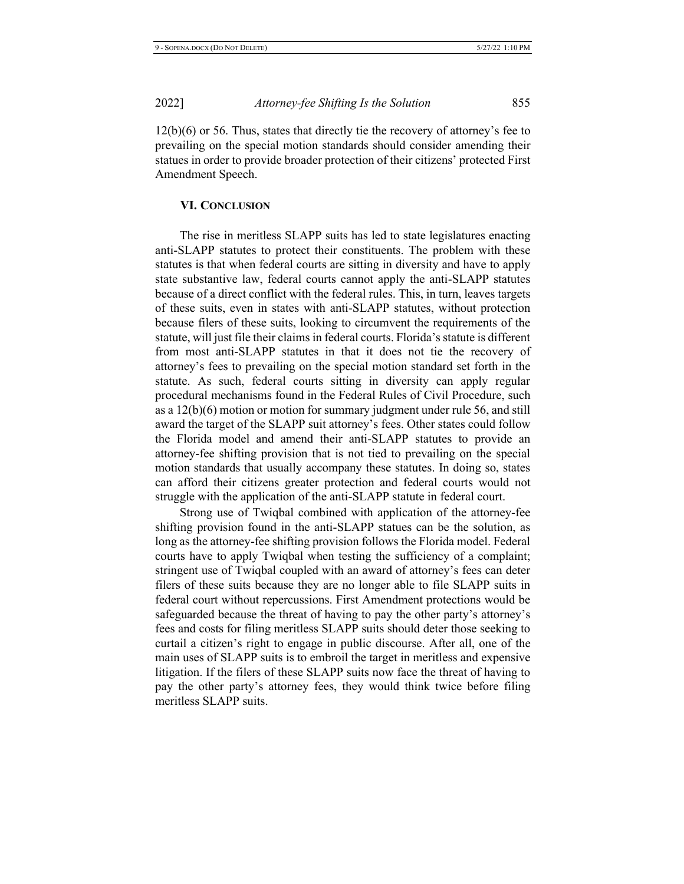12(b)(6) or 56. Thus, states that directly tie the recovery of attorney's fee to prevailing on the special motion standards should consider amending their statues in order to provide broader protection of their citizens' protected First Amendment Speech.

## VI. Conclusion

The rise in meritless SLAPP suits has led to state legislatures enacting anti-SLAPP statutes to protect their constituents. The problem with these statutes is that when federal courts are sitting in diversity and have to apply state substantive law, federal courts cannot apply the anti-SLAPP statutes because of a direct conflict with the federal rules. This, in turn, leaves targets of these suits, even in states with anti-SLAPP statutes, without protection because filers of these suits, looking to circumvent the requirements of the statute, will just file their claims in federal courts. Florida's statute is different from most anti-SLAPP statutes in that it does not tie the recovery of attorney's fees to prevailing on the special motion standard set forth in the statute. As such, federal courts sitting in diversity can apply regular procedural mechanisms found in the Federal Rules of Civil Procedure, such as a 12(b)(6) motion or motion for summary judgment under rule 56, and still award the target of the SLAPP suit attorney's fees. Other states could follow the Florida model and amend their anti-SLAPP statutes to provide an attorney-fee shifting provision that is not tied to prevailing on the special motion standards that usually accompany these statutes. In doing so, states can afford their citizens greater protection and federal courts would not struggle with the application of the anti-SLAPP statute in federal court.

Strong use of Twiqbal combined with application of the attorney-fee shifting provision found in the anti-SLAPP statues can be the solution, as long as the attorney-fee shifting provision follows the Florida model. Federal courts have to apply Twiqbal when testing the sufficiency of a complaint; stringent use of Twiqbal coupled with an award of attorney's fees can deter filers of these suits because they are no longer able to file SLAPP suits in federal court without repercussions. First Amendment protections would be safeguarded because the threat of having to pay the other party's attorney's fees and costs for filing meritless SLAPP suits should deter those seeking to curtail a citizen's right to engage in public discourse. After all, one of the main uses of SLAPP suits is to embroil the target in meritless and expensive litigation. If the filers of these SLAPP suits now face the threat of having to pay the other party's attorney fees, they would think twice before filing meritless SLAPP suits.